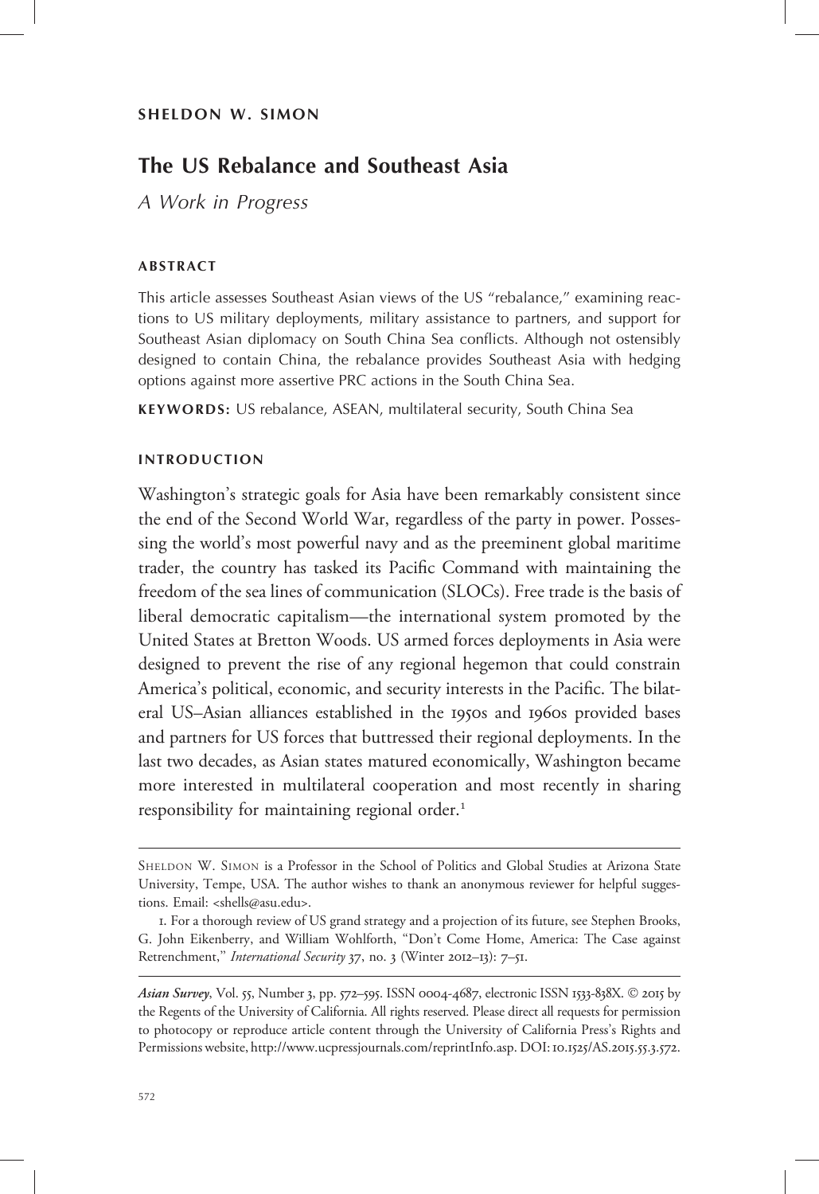**SHELDON W. SIMON**

# The US Rebalance and Southeast Asia

*A Work in Progress*

## ABSTRACT

This article assesses Southeast Asian views of the US "rebalance," examining reactions to US military deployments, military assistance to partners, and support for Southeast Asian diplomacy on South China Sea conflicts. Although not ostensibly designed to contain China, the rebalance provides Southeast Asia with hedging options against more assertive PRC actions in the South China Sea.

**KEYWORDS:** US rebalance, ASEAN, multilateral security, South China Sea

## INTRODUCTION

Washington's strategic goals for Asia have been remarkably consistent since the end of the Second World War, regardless of the party in power. Possessing the world's most powerful navy and as the preeminent global maritime trader, the country has tasked its Pacific Command with maintaining the freedom of the sea lines of communication (SLOCs). Free trade is the basis of liberal democratic capitalism—the international system promoted by the United States at Bretton Woods. US armed forces deployments in Asia were designed to prevent the rise of any regional hegemon that could constrain America's political, economic, and security interests in the Pacific. The bilateral US–Asian alliances established in the 1950s and 1960s provided bases and partners for US forces that buttressed their regional deployments. In the last two decades, as Asian states matured economically, Washington became more interested in multilateral cooperation and most recently in sharing responsibility for maintaining regional order.[1]

---

Sheldon W. Simon is a Professor in the School of Politics and Global Studies at Arizona State University, Tempe, USA. The author wishes to thank an anonymous reviewer for helpful suggestions. Email: <shells@asu.edu>.

1. For a thorough review of US grand strategy and a projection of its future, see Stephen Brooks, G. John Eikenberry, and William Wohlforth, "Don't Come Home, America: The Case against Retrenchment," *International Security* 37, no. 3 (Winter 2012–13): 7–51.

---

*Asian Survey*, Vol. 55, Number 3, pp. 572–595. ISSN 0004-4687, electronic ISSN 1533-838X. © 2015 by the Regents of the University of California. All rights reserved. Please direct all requests for permission to photocopy or reproduce article content through the University of California Press's Rights and Permissions website, http://www.ucpressjournals.com/reprintInfo.asp. DOI: 10.1525/AS.2015.55.3.572.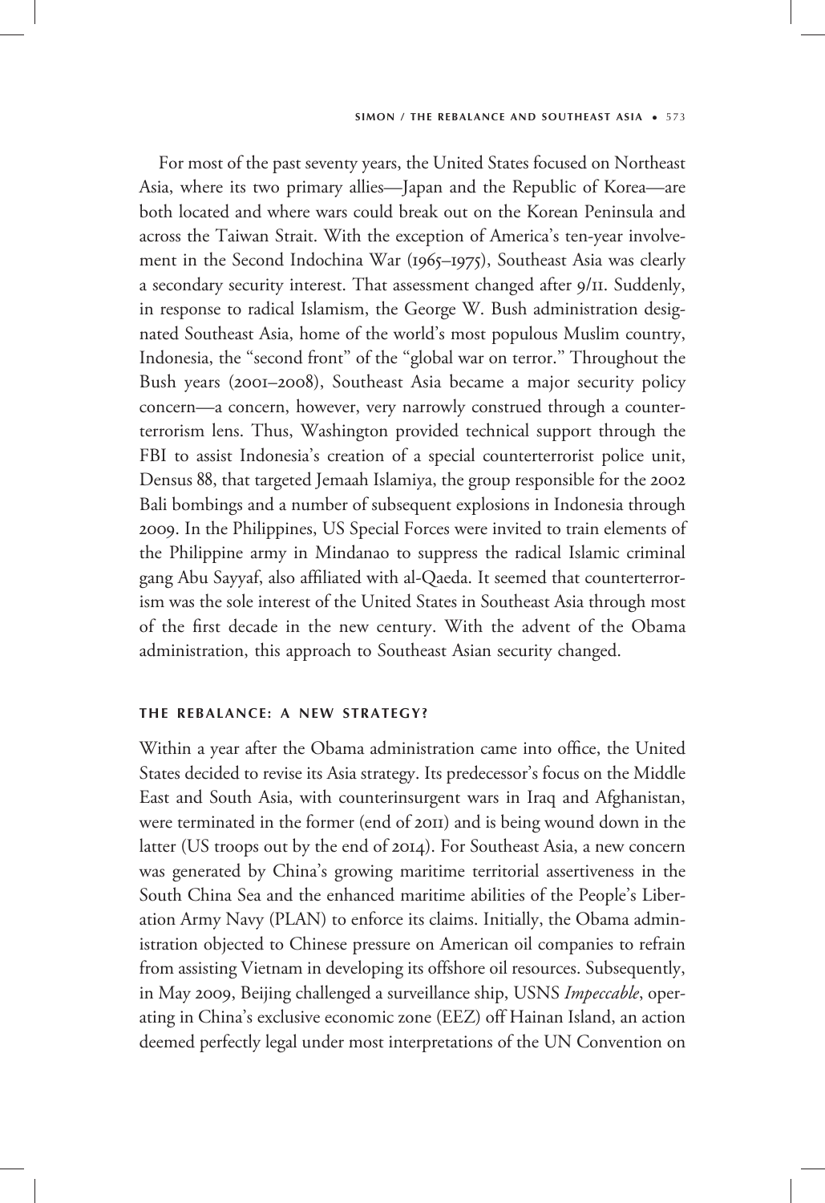For most of the past seventy years, the United States focused on Northeast Asia, where its two primary allies—Japan and the Republic of Korea—are both located and where wars could break out on the Korean Peninsula and across the Taiwan Strait. With the exception of America's ten-year involvement in the Second Indochina War (1965–1975), Southeast Asia was clearly a secondary security interest. That assessment changed after 9/11. Suddenly, in response to radical Islamism, the George W. Bush administration designated Southeast Asia, home of the world's most populous Muslim country, Indonesia, the "second front" of the "global war on terror." Throughout the Bush years (2001–2008), Southeast Asia became a major security policy concern—a concern, however, very narrowly construed through a counterterrorism lens. Thus, Washington provided technical support through the FBI to assist Indonesia's creation of a special counterterrorist police unit, Densus 88, that targeted Jemaah Islamiya, the group responsible for the 2002 Bali bombings and a number of subsequent explosions in Indonesia through 2009. In the Philippines, US Special Forces were invited to train elements of the Philippine army in Mindanao to suppress the radical Islamic criminal gang Abu Sayyaf, also affiliated with al-Qaeda. It seemed that counterterrorism was the sole interest of the United States in Southeast Asia through most of the first decade in the new century. With the advent of the Obama administration, this approach to Southeast Asian security changed.

## THE REBALANCE: A NEW STRATEGY?

Within a year after the Obama administration came into office, the United States decided to revise its Asia strategy. Its predecessor's focus on the Middle East and South Asia, with counterinsurgent wars in Iraq and Afghanistan, were terminated in the former (end of 2011) and is being wound down in the latter (US troops out by the end of 2014). For Southeast Asia, a new concern was generated by China's growing maritime territorial assertiveness in the South China Sea and the enhanced maritime abilities of the People's Liberation Army Navy (PLAN) to enforce its claims. Initially, the Obama administration objected to Chinese pressure on American oil companies to refrain from assisting Vietnam in developing its offshore oil resources. Subsequently, in May 2009, Beijing challenged a surveillance ship, USNS *Impeccable*, operating in China's exclusive economic zone (EEZ) off Hainan Island, an action deemed perfectly legal under most interpretations of the UN Convention on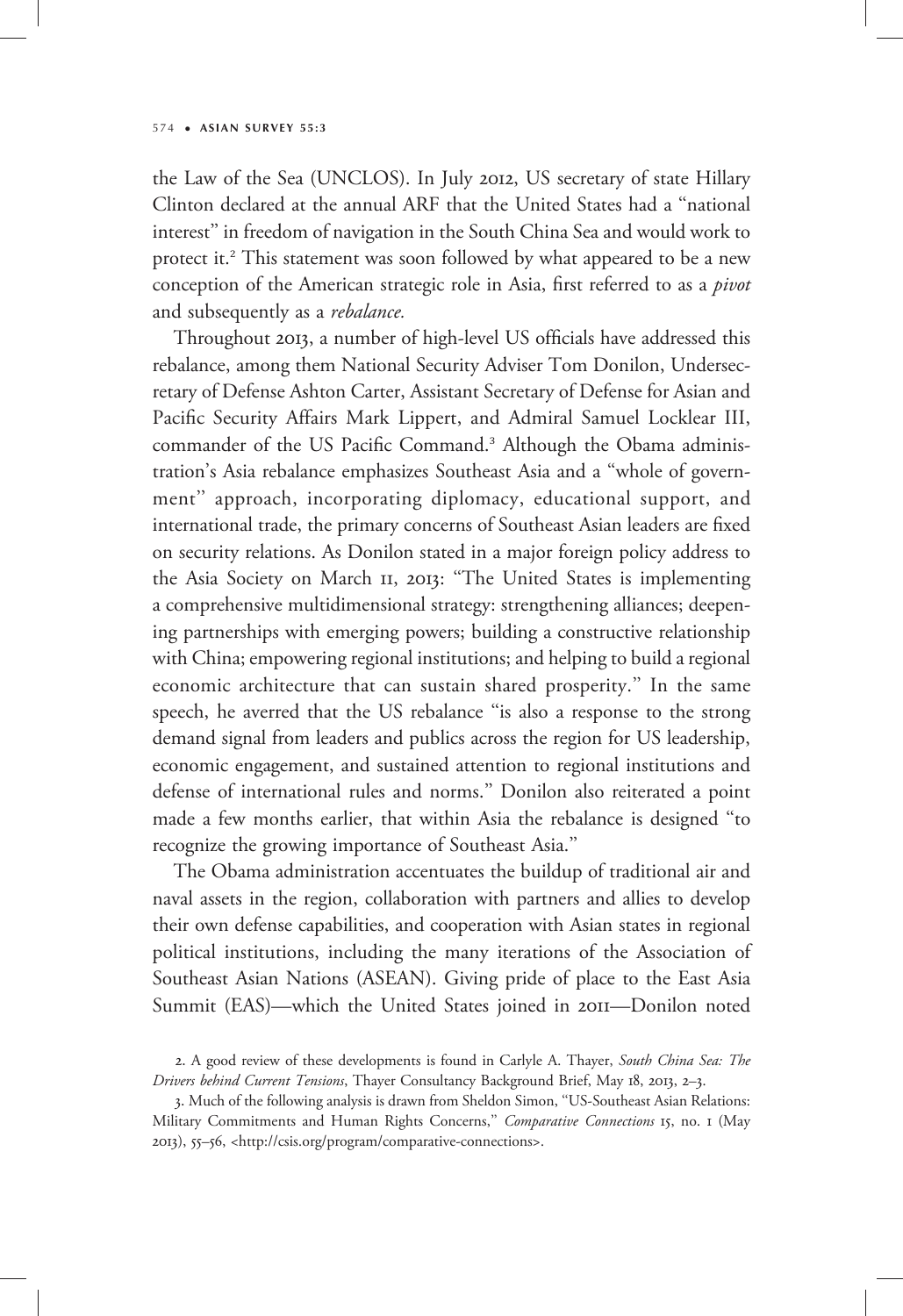the Law of the Sea (UNCLOS). In July 2012, US secretary of state Hillary Clinton declared at the annual ARF that the United States had a "national interest" in freedom of navigation in the South China Sea and would work to protect it.[2] This statement was soon followed by what appeared to be a new conception of the American strategic role in Asia, first referred to as a *pivot* and subsequently as a *rebalance.*

Throughout 2013, a number of high-level US officials have addressed this rebalance, among them National Security Adviser Tom Donilon, Undersecretary of Defense Ashton Carter, Assistant Secretary of Defense for Asian and Pacific Security Affairs Mark Lippert, and Admiral Samuel Locklear III, commander of the US Pacific Command.[3] Although the Obama administration's Asia rebalance emphasizes Southeast Asia and a "whole of government" approach, incorporating diplomacy, educational support, and international trade, the primary concerns of Southeast Asian leaders are fixed on security relations. As Donilon stated in a major foreign policy address to the Asia Society on March 11, 2013: "The United States is implementing a comprehensive multidimensional strategy: strengthening alliances; deepening partnerships with emerging powers; building a constructive relationship with China; empowering regional institutions; and helping to build a regional economic architecture that can sustain shared prosperity." In the same speech, he averred that the US rebalance "is also a response to the strong demand signal from leaders and publics across the region for US leadership, economic engagement, and sustained attention to regional institutions and defense of international rules and norms." Donilon also reiterated a point made a few months earlier, that within Asia the rebalance is designed "to recognize the growing importance of Southeast Asia."

The Obama administration accentuates the buildup of traditional air and naval assets in the region, collaboration with partners and allies to develop their own defense capabilities, and cooperation with Asian states in regional political institutions, including the many iterations of the Association of Southeast Asian Nations (ASEAN). Giving pride of place to the East Asia Summit (EAS)—which the United States joined in 2011—Donilon noted

2. A good review of these developments is found in Carlyle A. Thayer, *South China Sea: The Drivers behind Current Tensions*, Thayer Consultancy Background Brief, May 18, 2013, 2–3.

3. Much of the following analysis is drawn from Sheldon Simon, "US-Southeast Asian Relations: Military Commitments and Human Rights Concerns," *Comparative Connections* 15, no. 1 (May 2013), 55–56, <http://csis.org/program/comparative-connections>.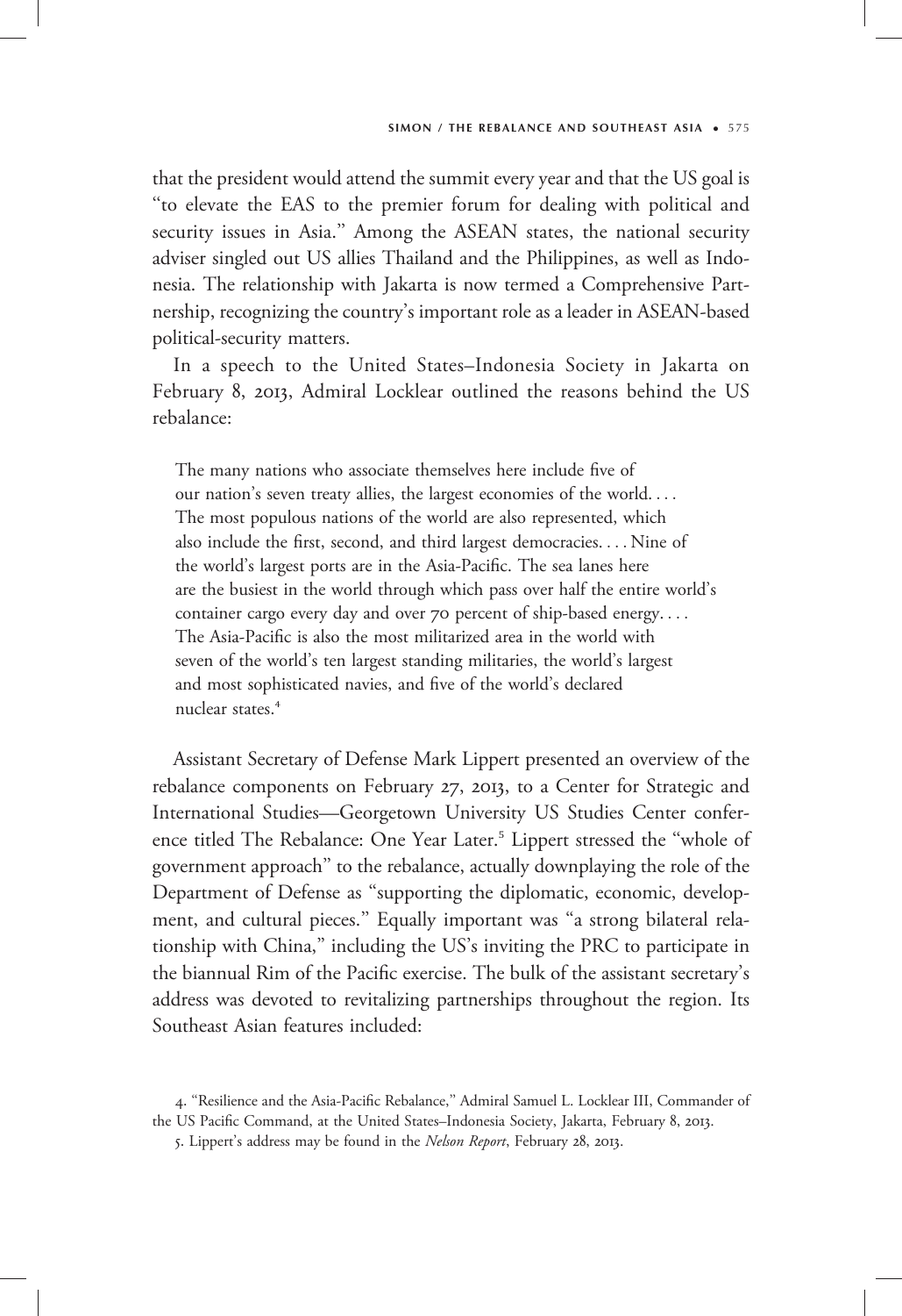that the president would attend the summit every year and that the US goal is "to elevate the EAS to the premier forum for dealing with political and security issues in Asia." Among the ASEAN states, the national security adviser singled out US allies Thailand and the Philippines, as well as Indonesia. The relationship with Jakarta is now termed a Comprehensive Partnership, recognizing the country's important role as a leader in ASEAN-based political-security matters.

In a speech to the United States–Indonesia Society in Jakarta on February 8, 2013, Admiral Locklear outlined the reasons behind the US rebalance:

> The many nations who associate themselves here include five of our nation's seven treaty allies, the largest economies of the world. . . . The most populous nations of the world are also represented, which also include the first, second, and third largest democracies. . . . Nine of the world's largest ports are in the Asia-Pacific. The sea lanes here are the busiest in the world through which pass over half the entire world's container cargo every day and over 70 percent of ship-based energy. . . . The Asia-Pacific is also the most militarized area in the world with seven of the world's ten largest standing militaries, the world's largest and most sophisticated navies, and five of the world's declared nuclear states.[4]

Assistant Secretary of Defense Mark Lippert presented an overview of the rebalance components on February 27, 2013, to a Center for Strategic and International Studies—Georgetown University US Studies Center conference titled The Rebalance: One Year Later.[5] Lippert stressed the "whole of government approach" to the rebalance, actually downplaying the role of the Department of Defense as "supporting the diplomatic, economic, development, and cultural pieces." Equally important was "a strong bilateral relationship with China," including the US's inviting the PRC to participate in the biannual Rim of the Pacific exercise. The bulk of the assistant secretary's address was devoted to revitalizing partnerships throughout the region. Its Southeast Asian features included:

4. "Resilience and the Asia-Pacific Rebalance," Admiral Samuel L. Locklear III, Commander of the US Pacific Command, at the United States–Indonesia Society, Jakarta, February 8, 2013.

5. Lippert's address may be found in the *Nelson Report*, February 28, 2013.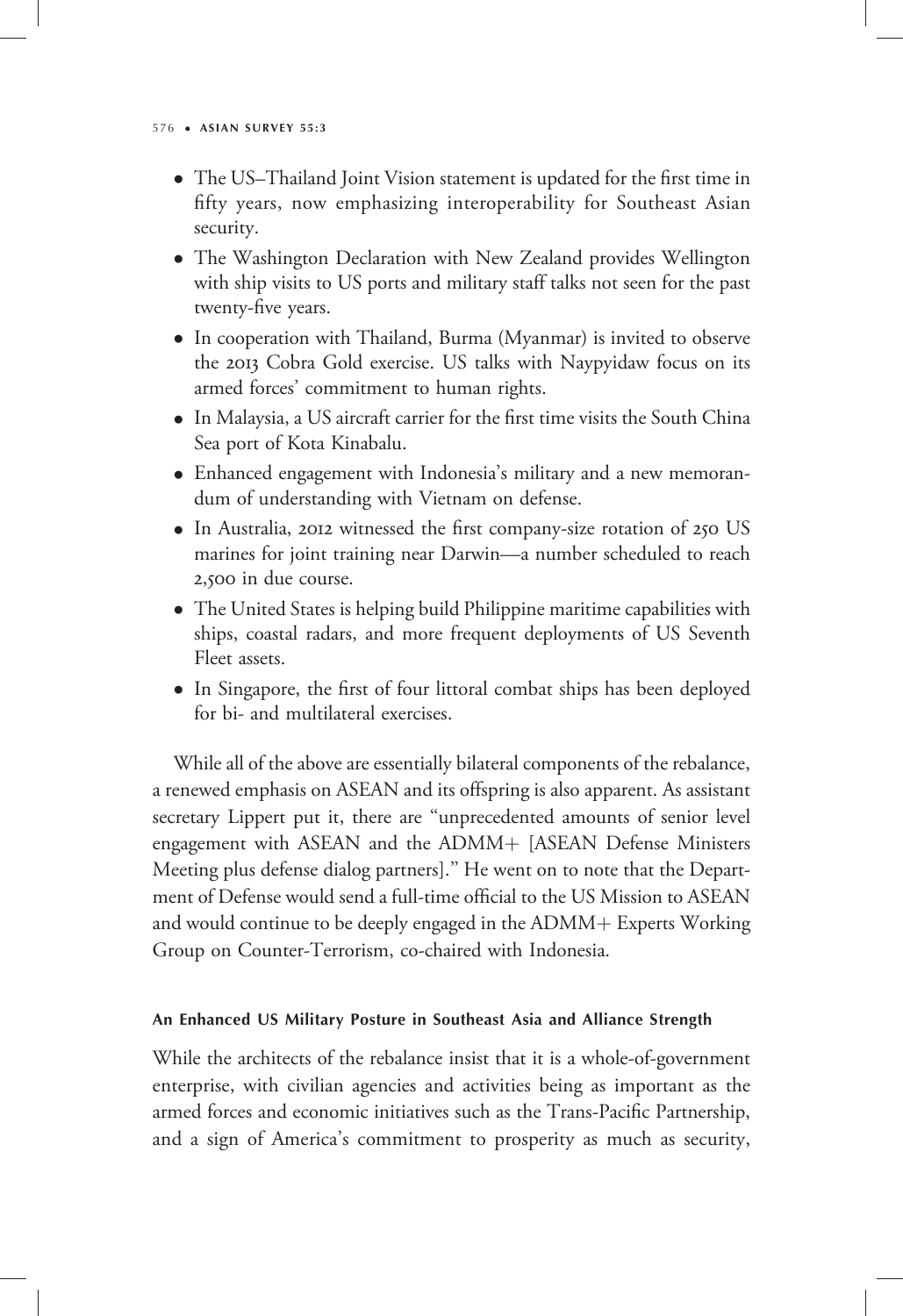- The US–Thailand Joint Vision statement is updated for the first time in fifty years, now emphasizing interoperability for Southeast Asian security.
- The Washington Declaration with New Zealand provides Wellington with ship visits to US ports and military staff talks not seen for the past twenty-five years.
- In cooperation with Thailand, Burma (Myanmar) is invited to observe the 2013 Cobra Gold exercise. US talks with Naypyidaw focus on its armed forces' commitment to human rights.
- In Malaysia, a US aircraft carrier for the first time visits the South China Sea port of Kota Kinabalu.
- Enhanced engagement with Indonesia's military and a new memorandum of understanding with Vietnam on defense.
- In Australia, 2012 witnessed the first company-size rotation of 250 US marines for joint training near Darwin—a number scheduled to reach 2,500 in due course.
- The United States is helping build Philippine maritime capabilities with ships, coastal radars, and more frequent deployments of US Seventh Fleet assets.
- In Singapore, the first of four littoral combat ships has been deployed for bi- and multilateral exercises.

While all of the above are essentially bilateral components of the rebalance, a renewed emphasis on ASEAN and its offspring is also apparent. As assistant secretary Lippert put it, there are "unprecedented amounts of senior level engagement with ASEAN and the ADMM+ [ASEAN Defense Ministers Meeting plus defense dialog partners]." He went on to note that the Department of Defense would send a full-time official to the US Mission to ASEAN and would continue to be deeply engaged in the ADMM+ Experts Working Group on Counter-Terrorism, co-chaired with Indonesia.

#### An Enhanced US Military Posture in Southeast Asia and Alliance Strength

While the architects of the rebalance insist that it is a whole-of-government enterprise, with civilian agencies and activities being as important as the armed forces and economic initiatives such as the Trans-Pacific Partnership, and a sign of America's commitment to prosperity as much as security,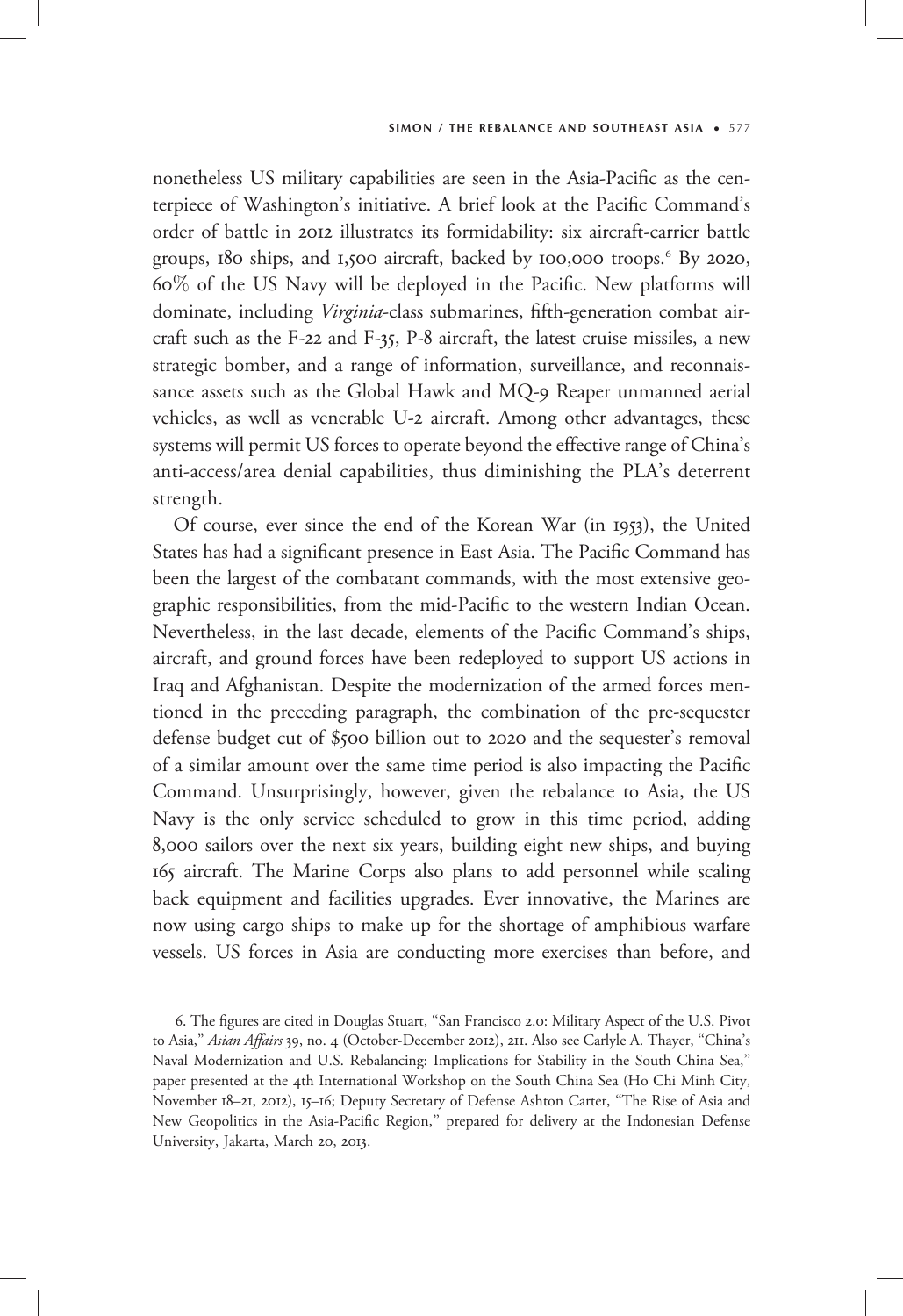nonetheless US military capabilities are seen in the Asia-Pacific as the centerpiece of Washington's initiative. A brief look at the Pacific Command's order of battle in 2012 illustrates its formidability: six aircraft-carrier battle groups, 180 ships, and 1,500 aircraft, backed by 100,000 troops.[6] By 2020, 60% of the US Navy will be deployed in the Pacific. New platforms will dominate, including *Virginia*-class submarines, fifth-generation combat aircraft such as the F-22 and F-35, P-8 aircraft, the latest cruise missiles, a new strategic bomber, and a range of information, surveillance, and reconnaissance assets such as the Global Hawk and MQ-9 Reaper unmanned aerial vehicles, as well as venerable U-2 aircraft. Among other advantages, these systems will permit US forces to operate beyond the effective range of China's anti-access/area denial capabilities, thus diminishing the PLA's deterrent strength.

Of course, ever since the end of the Korean War (in 1953), the United States has had a significant presence in East Asia. The Pacific Command has been the largest of the combatant commands, with the most extensive geographic responsibilities, from the mid-Pacific to the western Indian Ocean. Nevertheless, in the last decade, elements of the Pacific Command's ships, aircraft, and ground forces have been redeployed to support US actions in Iraq and Afghanistan. Despite the modernization of the armed forces mentioned in the preceding paragraph, the combination of the pre-sequester defense budget cut of $500 billion out to 2020 and the sequester's removal of a similar amount over the same time period is also impacting the Pacific Command. Unsurprisingly, however, given the rebalance to Asia, the US Navy is the only service scheduled to grow in this time period, adding 8,000 sailors over the next six years, building eight new ships, and buying 165 aircraft. The Marine Corps also plans to add personnel while scaling back equipment and facilities upgrades. Ever innovative, the Marines are now using cargo ships to make up for the shortage of amphibious warfare vessels. US forces in Asia are conducting more exercises than before, and

6. The figures are cited in Douglas Stuart, "San Francisco 2.0: Military Aspect of the U.S. Pivot to Asia," *Asian Affairs* 39, no. 4 (October-December 2012), 211. Also see Carlyle A. Thayer, "China's Naval Modernization and U.S. Rebalancing: Implications for Stability in the South China Sea," paper presented at the 4th International Workshop on the South China Sea (Ho Chi Minh City, November 18–21, 2012), 15–16; Deputy Secretary of Defense Ashton Carter, "The Rise of Asia and New Geopolitics in the Asia-Pacific Region," prepared for delivery at the Indonesian Defense University, Jakarta, March 20, 2013.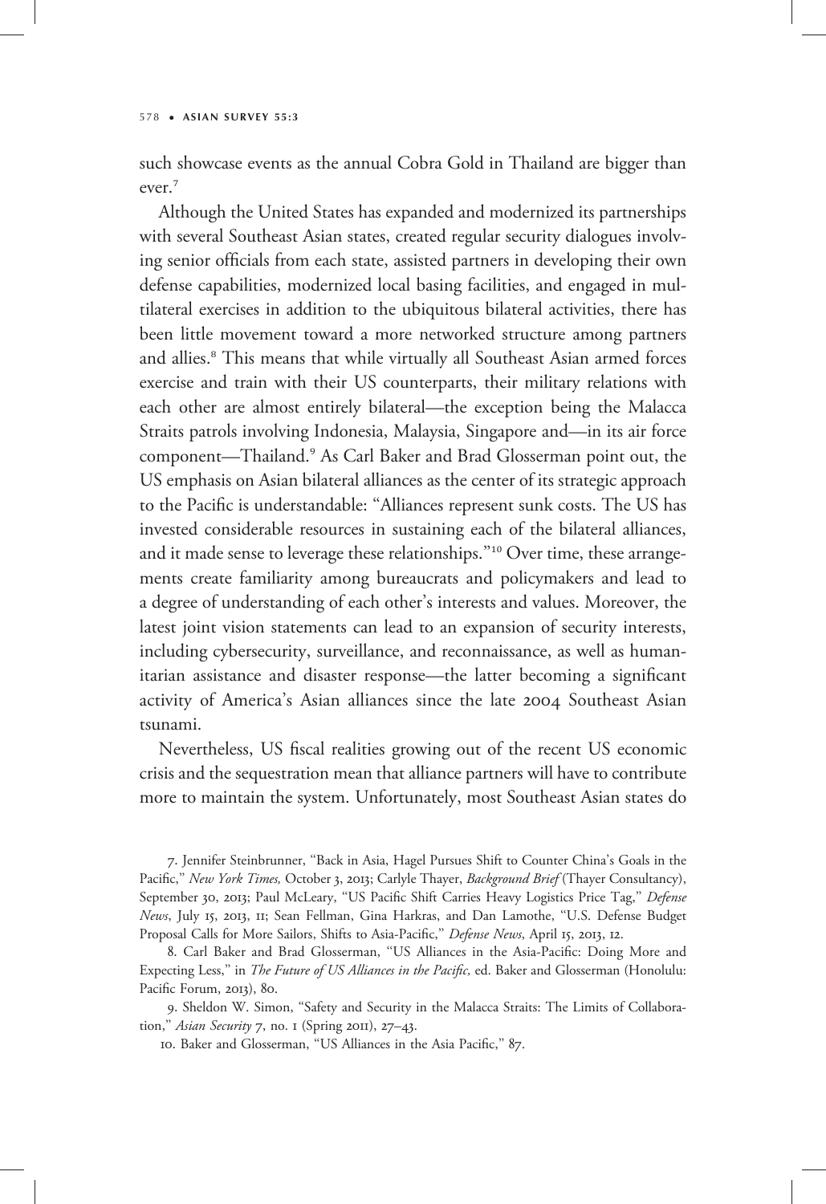such showcase events as the annual Cobra Gold in Thailand are bigger than ever.[7]

Although the United States has expanded and modernized its partnerships with several Southeast Asian states, created regular security dialogues involving senior officials from each state, assisted partners in developing their own defense capabilities, modernized local basing facilities, and engaged in multilateral exercises in addition to the ubiquitous bilateral activities, there has been little movement toward a more networked structure among partners and allies.[8] This means that while virtually all Southeast Asian armed forces exercise and train with their US counterparts, their military relations with each other are almost entirely bilateral—the exception being the Malacca Straits patrols involving Indonesia, Malaysia, Singapore and—in its air force component—Thailand.[9] As Carl Baker and Brad Glosserman point out, the US emphasis on Asian bilateral alliances as the center of its strategic approach to the Pacific is understandable: "Alliances represent sunk costs. The US has invested considerable resources in sustaining each of the bilateral alliances, and it made sense to leverage these relationships."[10] Over time, these arrangements create familiarity among bureaucrats and policymakers and lead to a degree of understanding of each other's interests and values. Moreover, the latest joint vision statements can lead to an expansion of security interests, including cybersecurity, surveillance, and reconnaissance, as well as humanitarian assistance and disaster response—the latter becoming a significant activity of America's Asian alliances since the late 2004 Southeast Asian tsunami.

Nevertheless, US fiscal realities growing out of the recent US economic crisis and the sequestration mean that alliance partners will have to contribute more to maintain the system. Unfortunately, most Southeast Asian states do

7. Jennifer Steinbrunner, "Back in Asia, Hagel Pursues Shift to Counter China's Goals in the Pacific," *New York Times,* October 3, 2013; Carlyle Thayer, *Background Brief* (Thayer Consultancy), September 30, 2013; Paul McLeary, "US Pacific Shift Carries Heavy Logistics Price Tag," *Defense News*, July 15, 2013, 11; Sean Fellman, Gina Harkras, and Dan Lamothe, "U.S. Defense Budget Proposal Calls for More Sailors, Shifts to Asia-Pacific," *Defense News*, April 15, 2013, 12.

8. Carl Baker and Brad Glosserman, "US Alliances in the Asia-Pacific: Doing More and Expecting Less," in *The Future of US Alliances in the Pacific,* ed. Baker and Glosserman (Honolulu: Pacific Forum, 2013), 80.

9. Sheldon W. Simon, "Safety and Security in the Malacca Straits: The Limits of Collaboration," *Asian Security* 7, no. 1 (Spring 2011), 27–43.

10. Baker and Glosserman, "US Alliances in the Asia Pacific," 87.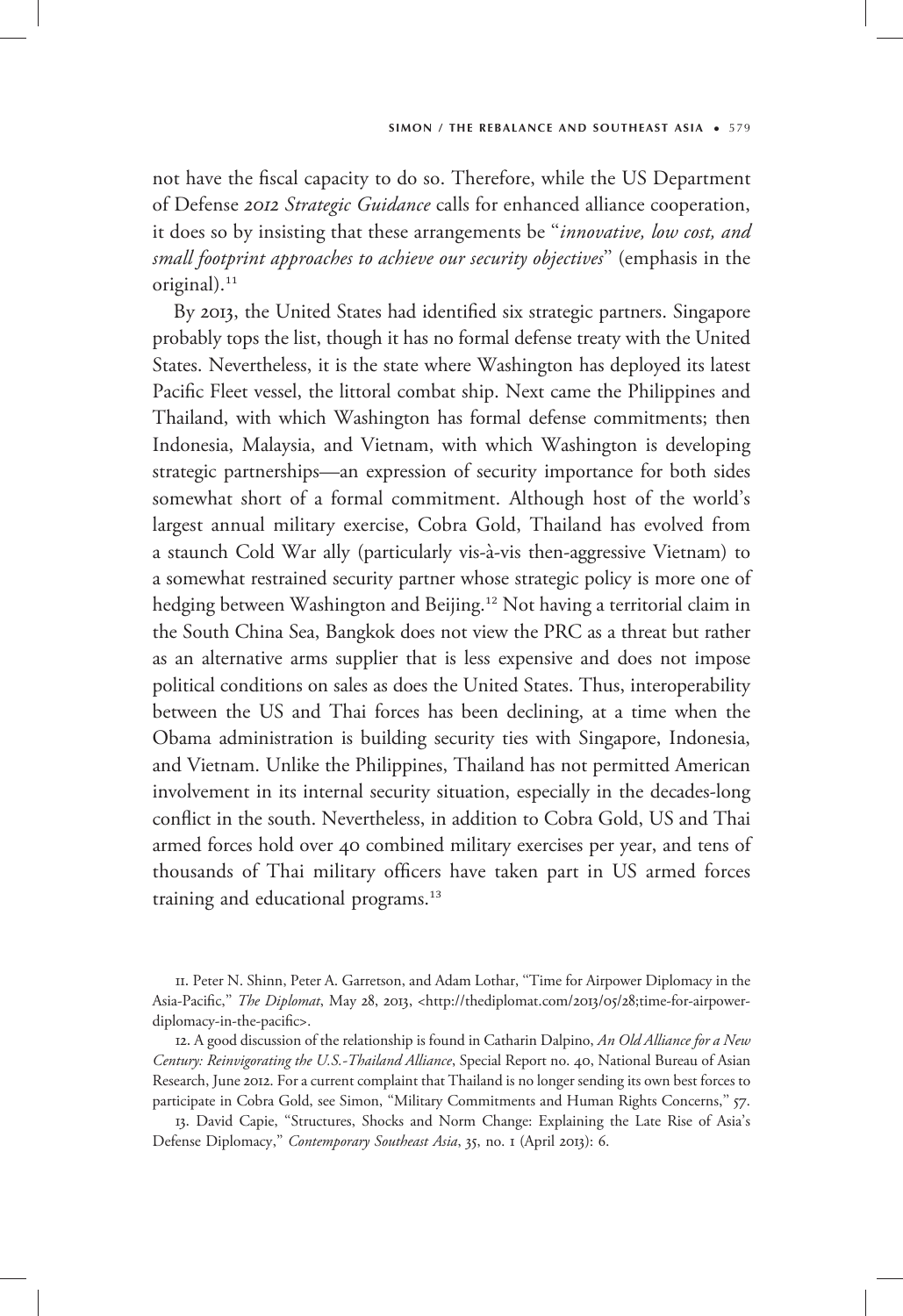not have the fiscal capacity to do so. Therefore, while the US Department of Defense *2012 Strategic Guidance* calls for enhanced alliance cooperation, it does so by insisting that these arrangements be "*innovative, low cost, and small footprint approaches to achieve our security objectives*" (emphasis in the original).[11]

By 2013, the United States had identified six strategic partners. Singapore probably tops the list, though it has no formal defense treaty with the United States. Nevertheless, it is the state where Washington has deployed its latest Pacific Fleet vessel, the littoral combat ship. Next came the Philippines and Thailand, with which Washington has formal defense commitments; then Indonesia, Malaysia, and Vietnam, with which Washington is developing strategic partnerships—an expression of security importance for both sides somewhat short of a formal commitment. Although host of the world's largest annual military exercise, Cobra Gold, Thailand has evolved from a staunch Cold War ally (particularly vis-à-vis then-aggressive Vietnam) to a somewhat restrained security partner whose strategic policy is more one of hedging between Washington and Beijing.[12] Not having a territorial claim in the South China Sea, Bangkok does not view the PRC as a threat but rather as an alternative arms supplier that is less expensive and does not impose political conditions on sales as does the United States. Thus, interoperability between the US and Thai forces has been declining, at a time when the Obama administration is building security ties with Singapore, Indonesia, and Vietnam. Unlike the Philippines, Thailand has not permitted American involvement in its internal security situation, especially in the decades-long conflict in the south. Nevertheless, in addition to Cobra Gold, US and Thai armed forces hold over 40 combined military exercises per year, and tens of thousands of Thai military officers have taken part in US armed forces training and educational programs.[13]

11. Peter N. Shinn, Peter A. Garretson, and Adam Lothar, "Time for Airpower Diplomacy in the Asia-Pacific," *The Diplomat*, May 28, 2013, <http://thediplomat.com/2013/05/28;time-for-airpower-diplomacy-in-the-pacific>.

12. A good discussion of the relationship is found in Catharin Dalpino, *An Old Alliance for a New Century: Reinvigorating the U.S.-Thailand Alliance*, Special Report no. 40, National Bureau of Asian Research, June 2012. For a current complaint that Thailand is no longer sending its own best forces to participate in Cobra Gold, see Simon, "Military Commitments and Human Rights Concerns," 57.

13. David Capie, "Structures, Shocks and Norm Change: Explaining the Late Rise of Asia's Defense Diplomacy," *Contemporary Southeast Asia*, 35, no. 1 (April 2013): 6.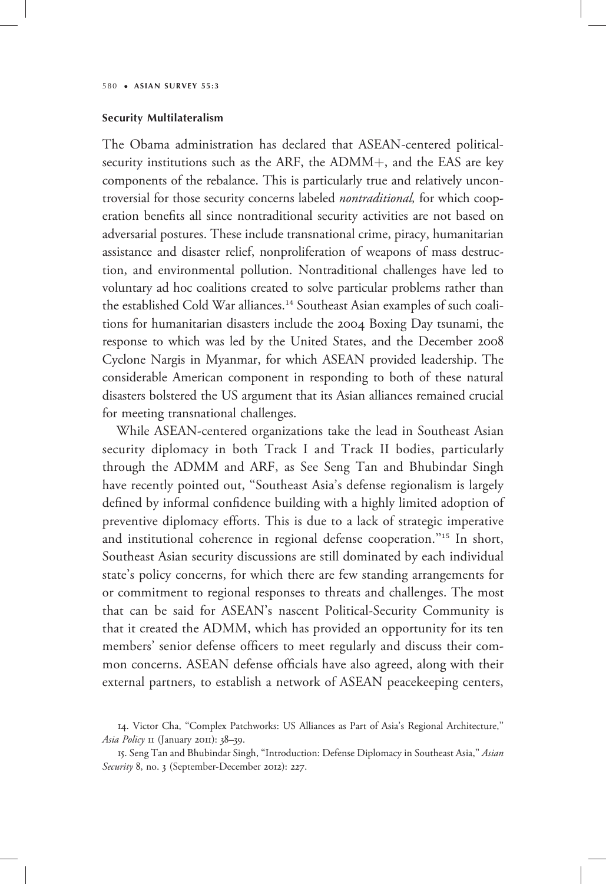### Security Multilateralism

The Obama administration has declared that ASEAN-centered political-security institutions such as the ARF, the ADMM+, and the EAS are key components of the rebalance. This is particularly true and relatively uncontroversial for those security concerns labeled *nontraditional,* for which cooperation benefits all since nontraditional security activities are not based on adversarial postures. These include transnational crime, piracy, humanitarian assistance and disaster relief, nonproliferation of weapons of mass destruction, and environmental pollution. Nontraditional challenges have led to voluntary ad hoc coalitions created to solve particular problems rather than the established Cold War alliances.[14] Southeast Asian examples of such coalitions for humanitarian disasters include the 2004 Boxing Day tsunami, the response to which was led by the United States, and the December 2008 Cyclone Nargis in Myanmar, for which ASEAN provided leadership. The considerable American component in responding to both of these natural disasters bolstered the US argument that its Asian alliances remained crucial for meeting transnational challenges.

While ASEAN-centered organizations take the lead in Southeast Asian security diplomacy in both Track I and Track II bodies, particularly through the ADMM and ARF, as See Seng Tan and Bhubindar Singh have recently pointed out, "Southeast Asia's defense regionalism is largely defined by informal confidence building with a highly limited adoption of preventive diplomacy efforts. This is due to a lack of strategic imperative and institutional coherence in regional defense cooperation."[15] In short, Southeast Asian security discussions are still dominated by each individual state's policy concerns, for which there are few standing arrangements for or commitment to regional responses to threats and challenges. The most that can be said for ASEAN's nascent Political-Security Community is that it created the ADMM, which has provided an opportunity for its ten members' senior defense officers to meet regularly and discuss their common concerns. ASEAN defense officials have also agreed, along with their external partners, to establish a network of ASEAN peacekeeping centers,

14. Victor Cha, "Complex Patchworks: US Alliances as Part of Asia's Regional Architecture," *Asia Policy* 11 (January 2011): 38–39.

15. Seng Tan and Bhubindar Singh, "Introduction: Defense Diplomacy in Southeast Asia," *Asian Security* 8, no. 3 (September-December 2012): 227.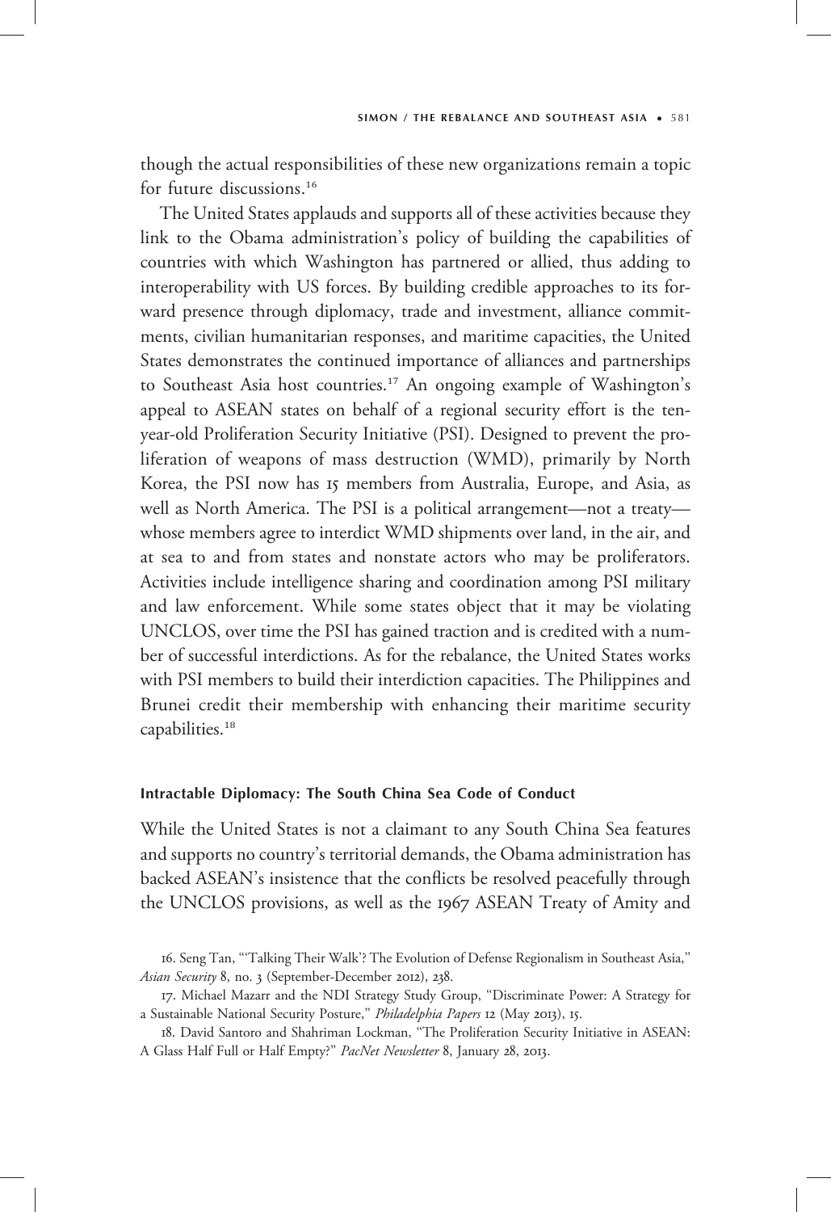though the actual responsibilities of these new organizations remain a topic for future discussions.[16]

The United States applauds and supports all of these activities because they link to the Obama administration's policy of building the capabilities of countries with which Washington has partnered or allied, thus adding to interoperability with US forces. By building credible approaches to its forward presence through diplomacy, trade and investment, alliance commitments, civilian humanitarian responses, and maritime capacities, the United States demonstrates the continued importance of alliances and partnerships to Southeast Asia host countries.[17] An ongoing example of Washington's appeal to ASEAN states on behalf of a regional security effort is the ten-year-old Proliferation Security Initiative (PSI). Designed to prevent the proliferation of weapons of mass destruction (WMD), primarily by North Korea, the PSI now has 15 members from Australia, Europe, and Asia, as well as North America. The PSI is a political arrangement—not a treaty—whose members agree to interdict WMD shipments over land, in the air, and at sea to and from states and nonstate actors who may be proliferators. Activities include intelligence sharing and coordination among PSI military and law enforcement. While some states object that it may be violating UNCLOS, over time the PSI has gained traction and is credited with a number of successful interdictions. As for the rebalance, the United States works with PSI members to build their interdiction capacities. The Philippines and Brunei credit their membership with enhancing their maritime security capabilities.[18]

### Intractable Diplomacy: The South China Sea Code of Conduct

While the United States is not a claimant to any South China Sea features and supports no country's territorial demands, the Obama administration has backed ASEAN's insistence that the conflicts be resolved peacefully through the UNCLOS provisions, as well as the 1967 ASEAN Treaty of Amity and

16. Seng Tan, "'Talking Their Walk'? The Evolution of Defense Regionalism in Southeast Asia," *Asian Security* 8, no. 3 (September-December 2012), 238.

17. Michael Mazarr and the NDI Strategy Study Group, "Discriminate Power: A Strategy for a Sustainable National Security Posture," *Philadelphia Papers* 12 (May 2013), 15.

18. David Santoro and Shahriman Lockman, "The Proliferation Security Initiative in ASEAN: A Glass Half Full or Half Empty?" *PacNet Newsletter* 8, January 28, 2013.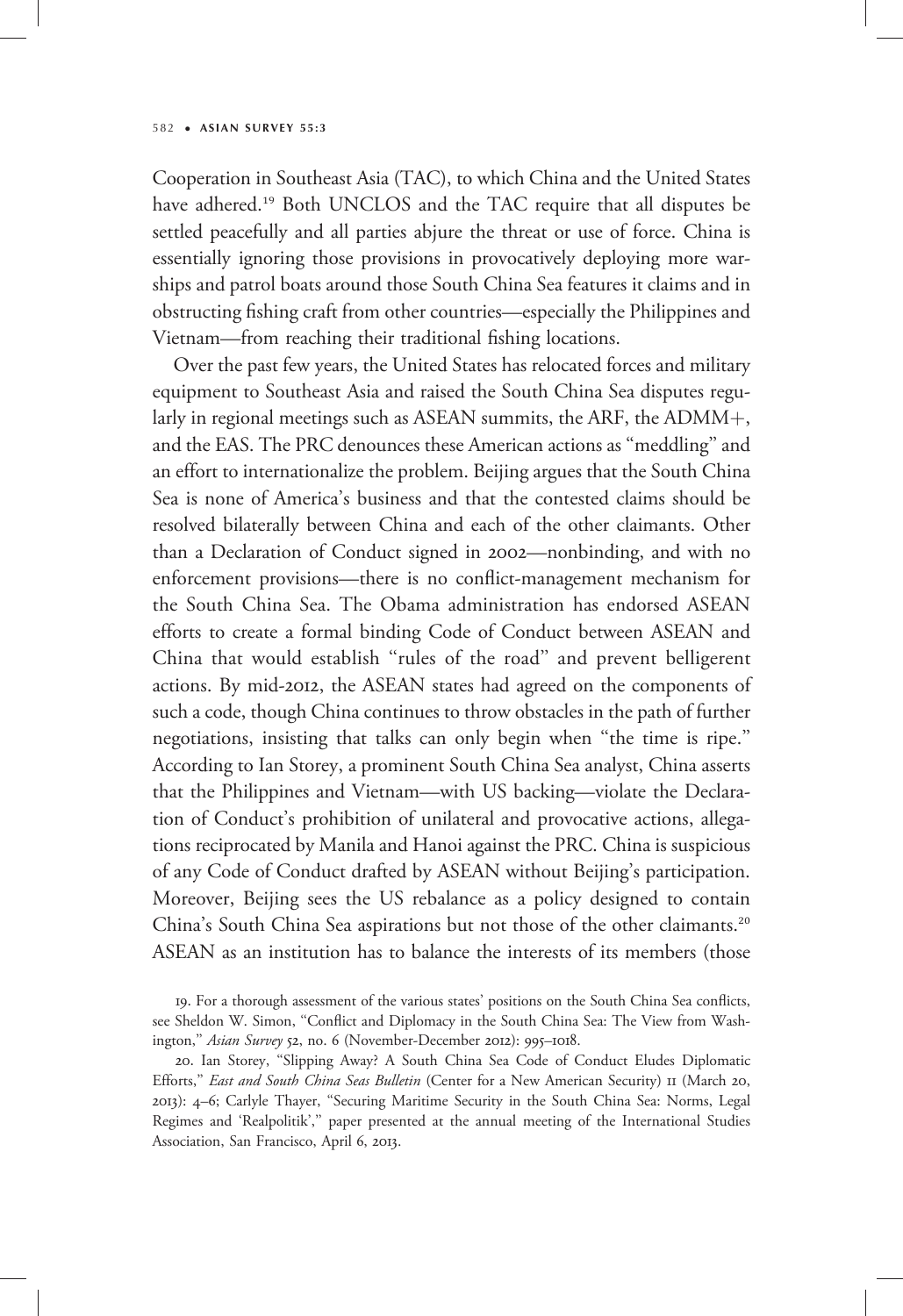Cooperation in Southeast Asia (TAC), to which China and the United States have adhered.[19] Both UNCLOS and the TAC require that all disputes be settled peacefully and all parties abjure the threat or use of force. China is essentially ignoring those provisions in provocatively deploying more warships and patrol boats around those South China Sea features it claims and in obstructing fishing craft from other countries—especially the Philippines and Vietnam—from reaching their traditional fishing locations.

Over the past few years, the United States has relocated forces and military equipment to Southeast Asia and raised the South China Sea disputes regularly in regional meetings such as ASEAN summits, the ARF, the ADMM+, and the EAS. The PRC denounces these American actions as "meddling" and an effort to internationalize the problem. Beijing argues that the South China Sea is none of America's business and that the contested claims should be resolved bilaterally between China and each of the other claimants. Other than a Declaration of Conduct signed in 2002—nonbinding, and with no enforcement provisions—there is no conflict-management mechanism for the South China Sea. The Obama administration has endorsed ASEAN efforts to create a formal binding Code of Conduct between ASEAN and China that would establish "rules of the road" and prevent belligerent actions. By mid-2012, the ASEAN states had agreed on the components of such a code, though China continues to throw obstacles in the path of further negotiations, insisting that talks can only begin when "the time is ripe." According to Ian Storey, a prominent South China Sea analyst, China asserts that the Philippines and Vietnam—with US backing—violate the Declaration of Conduct's prohibition of unilateral and provocative actions, allegations reciprocated by Manila and Hanoi against the PRC. China is suspicious of any Code of Conduct drafted by ASEAN without Beijing's participation. Moreover, Beijing sees the US rebalance as a policy designed to contain China's South China Sea aspirations but not those of the other claimants.[20] ASEAN as an institution has to balance the interests of its members (those

19. For a thorough assessment of the various states' positions on the South China Sea conflicts, see Sheldon W. Simon, "Conflict and Diplomacy in the South China Sea: The View from Washington," *Asian Survey* 52, no. 6 (November-December 2012): 995–1018.

20. Ian Storey, "Slipping Away? A South China Sea Code of Conduct Eludes Diplomatic Efforts," *East and South China Seas Bulletin* (Center for a New American Security) 11 (March 20, 2013): 4–6; Carlyle Thayer, "Securing Maritime Security in the South China Sea: Norms, Legal Regimes and 'Realpolitik'," paper presented at the annual meeting of the International Studies Association, San Francisco, April 6, 2013.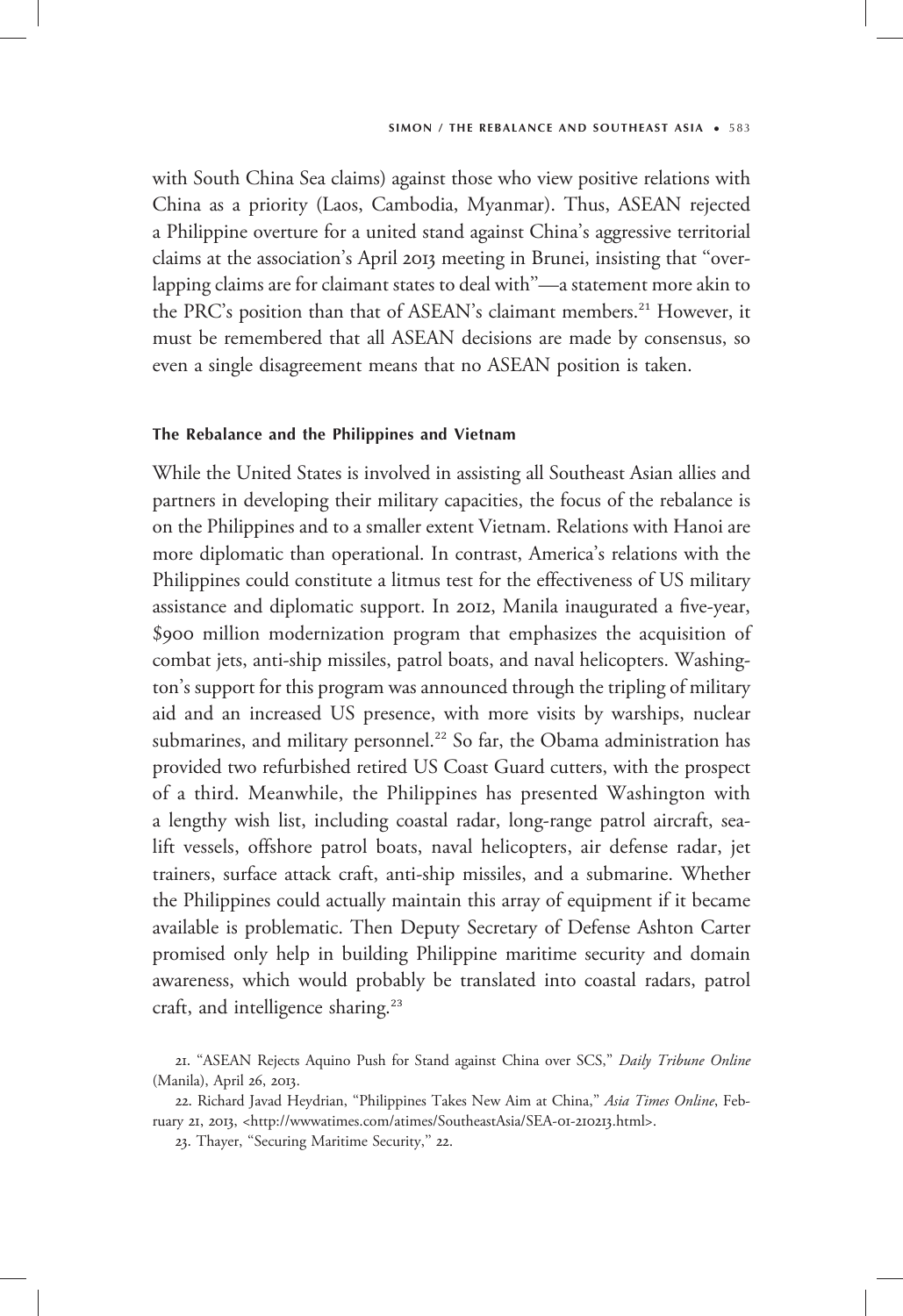with South China Sea claims) against those who view positive relations with China as a priority (Laos, Cambodia, Myanmar). Thus, ASEAN rejected a Philippine overture for a united stand against China's aggressive territorial claims at the association's April 2013 meeting in Brunei, insisting that "overlapping claims are for claimant states to deal with"—a statement more akin to the PRC's position than that of ASEAN's claimant members.[21] However, it must be remembered that all ASEAN decisions are made by consensus, so even a single disagreement means that no ASEAN position is taken.

### The Rebalance and the Philippines and Vietnam

While the United States is involved in assisting all Southeast Asian allies and partners in developing their military capacities, the focus of the rebalance is on the Philippines and to a smaller extent Vietnam. Relations with Hanoi are more diplomatic than operational. In contrast, America's relations with the Philippines could constitute a litmus test for the effectiveness of US military assistance and diplomatic support. In 2012, Manila inaugurated a five-year, $900 million modernization program that emphasizes the acquisition of combat jets, anti-ship missiles, patrol boats, and naval helicopters. Washington's support for this program was announced through the tripling of military aid and an increased US presence, with more visits by warships, nuclear submarines, and military personnel.[22] So far, the Obama administration has provided two refurbished retired US Coast Guard cutters, with the prospect of a third. Meanwhile, the Philippines has presented Washington with a lengthy wish list, including coastal radar, long-range patrol aircraft, sealift vessels, offshore patrol boats, naval helicopters, air defense radar, jet trainers, surface attack craft, anti-ship missiles, and a submarine. Whether the Philippines could actually maintain this array of equipment if it became available is problematic. Then Deputy Secretary of Defense Ashton Carter promised only help in building Philippine maritime security and domain awareness, which would probably be translated into coastal radars, patrol craft, and intelligence sharing.[23]

21. "ASEAN Rejects Aquino Push for Stand against China over SCS," *Daily Tribune Online* (Manila), April 26, 2013.

22. Richard Javad Heydrian, "Philippines Takes New Aim at China," *Asia Times Online*, February 21, 2013, <http://wwwatimes.com/atimes/SoutheastAsia/SEA-01-210213.html>.

23. Thayer, "Securing Maritime Security," 22.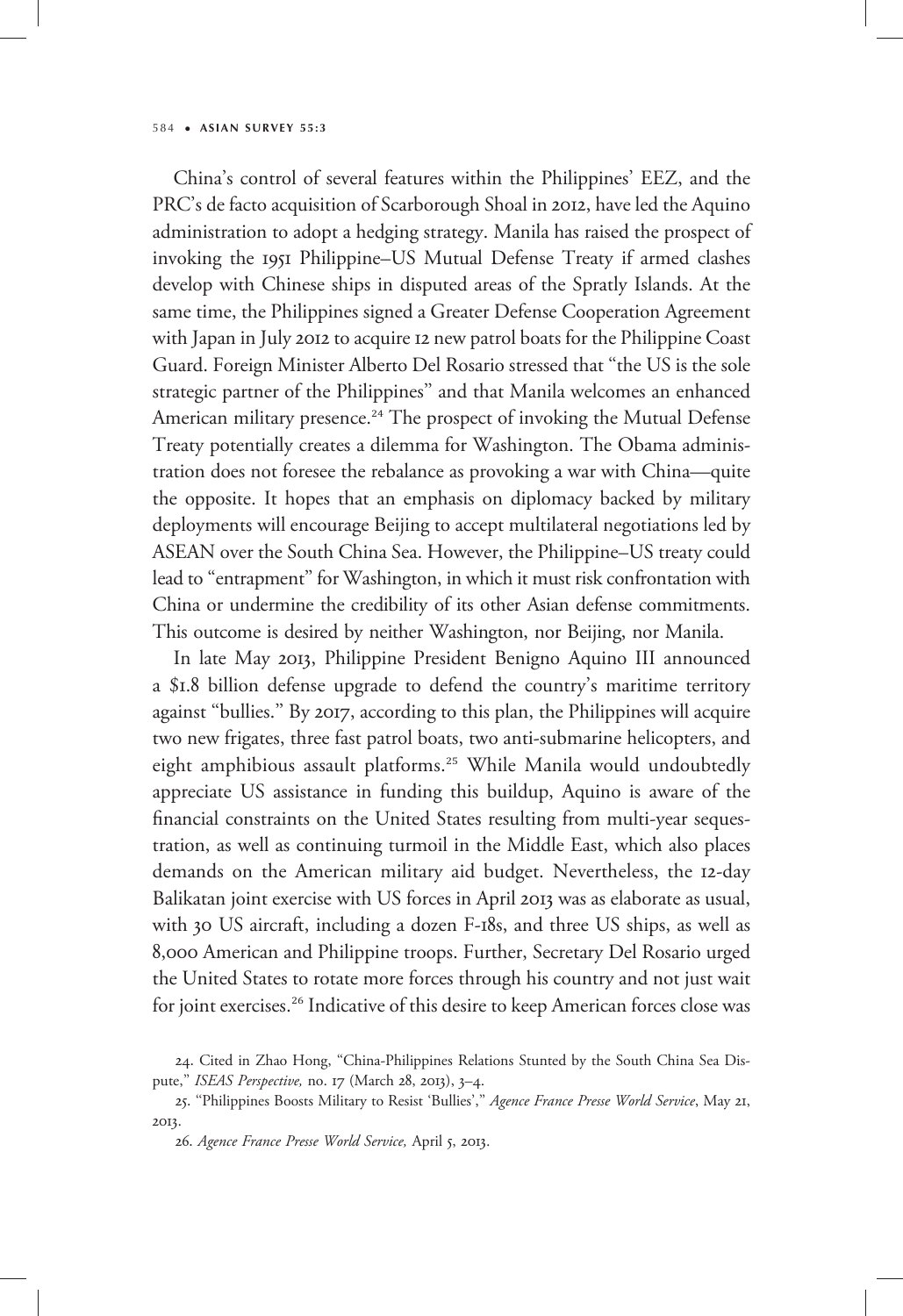China's control of several features within the Philippines' EEZ, and the PRC's de facto acquisition of Scarborough Shoal in 2012, have led the Aquino administration to adopt a hedging strategy. Manila has raised the prospect of invoking the 1951 Philippine–US Mutual Defense Treaty if armed clashes develop with Chinese ships in disputed areas of the Spratly Islands. At the same time, the Philippines signed a Greater Defense Cooperation Agreement with Japan in July 2012 to acquire 12 new patrol boats for the Philippine Coast Guard. Foreign Minister Alberto Del Rosario stressed that "the US is the sole strategic partner of the Philippines" and that Manila welcomes an enhanced American military presence.[24] The prospect of invoking the Mutual Defense Treaty potentially creates a dilemma for Washington. The Obama administration does not foresee the rebalance as provoking a war with China—quite the opposite. It hopes that an emphasis on diplomacy backed by military deployments will encourage Beijing to accept multilateral negotiations led by ASEAN over the South China Sea. However, the Philippine–US treaty could lead to "entrapment" for Washington, in which it must risk confrontation with China or undermine the credibility of its other Asian defense commitments. This outcome is desired by neither Washington, nor Beijing, nor Manila.

In late May 2013, Philippine President Benigno Aquino III announced a $1.8 billion defense upgrade to defend the country's maritime territory against "bullies." By 2017, according to this plan, the Philippines will acquire two new frigates, three fast patrol boats, two anti-submarine helicopters, and eight amphibious assault platforms.[25] While Manila would undoubtedly appreciate US assistance in funding this buildup, Aquino is aware of the financial constraints on the United States resulting from multi-year sequestration, as well as continuing turmoil in the Middle East, which also places demands on the American military aid budget. Nevertheless, the 12-day Balikatan joint exercise with US forces in April 2013 was as elaborate as usual, with 30 US aircraft, including a dozen F-18s, and three US ships, as well as 8,000 American and Philippine troops. Further, Secretary Del Rosario urged the United States to rotate more forces through his country and not just wait for joint exercises.[26] Indicative of this desire to keep American forces close was

24. Cited in Zhao Hong, "China-Philippines Relations Stunted by the South China Sea Dispute," *ISEAS Perspective,* no. 17 (March 28, 2013), 3–4.

25. "Philippines Boosts Military to Resist 'Bullies'," *Agence France Presse World Service*, May 21, 2013.

26. *Agence France Presse World Service,* April 5, 2013.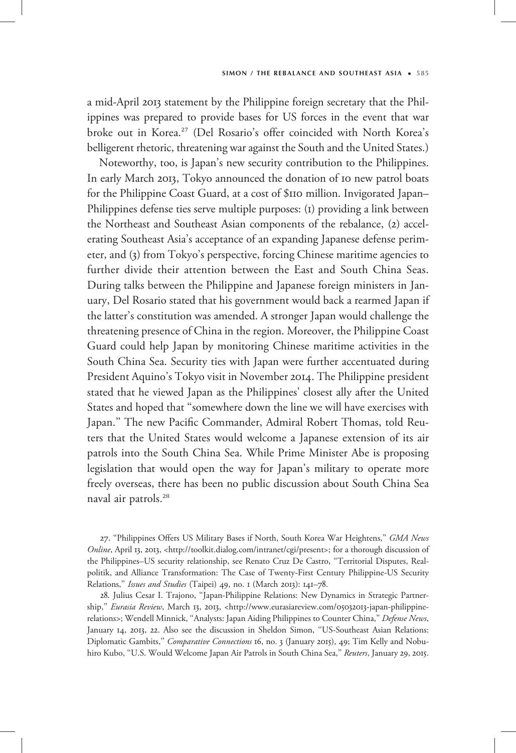a mid-April 2013 statement by the Philippine foreign secretary that the Philippines was prepared to provide bases for US forces in the event that war broke out in Korea.[27] (Del Rosario's offer coincided with North Korea's belligerent rhetoric, threatening war against the South and the United States.)

Noteworthy, too, is Japan's new security contribution to the Philippines. In early March 2013, Tokyo announced the donation of 10 new patrol boats for the Philippine Coast Guard, at a cost of $110 million. Invigorated Japan–Philippines defense ties serve multiple purposes: (1) providing a link between the Northeast and Southeast Asian components of the rebalance, (2) accelerating Southeast Asia's acceptance of an expanding Japanese defense perimeter, and (3) from Tokyo's perspective, forcing Chinese maritime agencies to further divide their attention between the East and South China Seas. During talks between the Philippine and Japanese foreign ministers in January, Del Rosario stated that his government would back a rearmed Japan if the latter's constitution was amended. A stronger Japan would challenge the threatening presence of China in the region. Moreover, the Philippine Coast Guard could help Japan by monitoring Chinese maritime activities in the South China Sea. Security ties with Japan were further accentuated during President Aquino's Tokyo visit in November 2014. The Philippine president stated that he viewed Japan as the Philippines' closest ally after the United States and hoped that "somewhere down the line we will have exercises with Japan." The new Pacific Commander, Admiral Robert Thomas, told Reuters that the United States would welcome a Japanese extension of its air patrols into the South China Sea. While Prime Minister Abe is proposing legislation that would open the way for Japan's military to operate more freely overseas, there has been no public discussion about South China Sea naval air patrols.[28]

27. "Philippines Offers US Military Bases if North, South Korea War Heightens," *GMA News Online*, April 13, 2013, <http://toolkit.dialog.com/intranet/cgi/present>; for a thorough discussion of the Philippines–US security relationship, see Renato Cruz De Castro, "Territorial Disputes, Realpolitik, and Alliance Transformation: The Case of Twenty-First Century Philippine-US Security Relations," *Issues and Studies* (Taipei) 49, no. 1 (March 2013): 141–78.

28. Julius Cesar I. Trajono, "Japan-Philippine Relations: New Dynamics in Strategic Partnership," *Eurasia Review*, March 13, 2013, <http://www.eurasiareview.com/05032013-japan-philippine-relations>; Wendell Minnick, "Analysts: Japan Aiding Philippines to Counter China," *Defense News*, January 14, 2013, 22. Also see the discussion in Sheldon Simon, "US-Southeast Asian Relations: Diplomatic Gambits," *Comparative Connections* 16, no. 3 (January 2015), 49; Tim Kelly and Nobuhiro Kubo, "U.S. Would Welcome Japan Air Patrols in South China Sea," *Reuters*, January 29, 2015.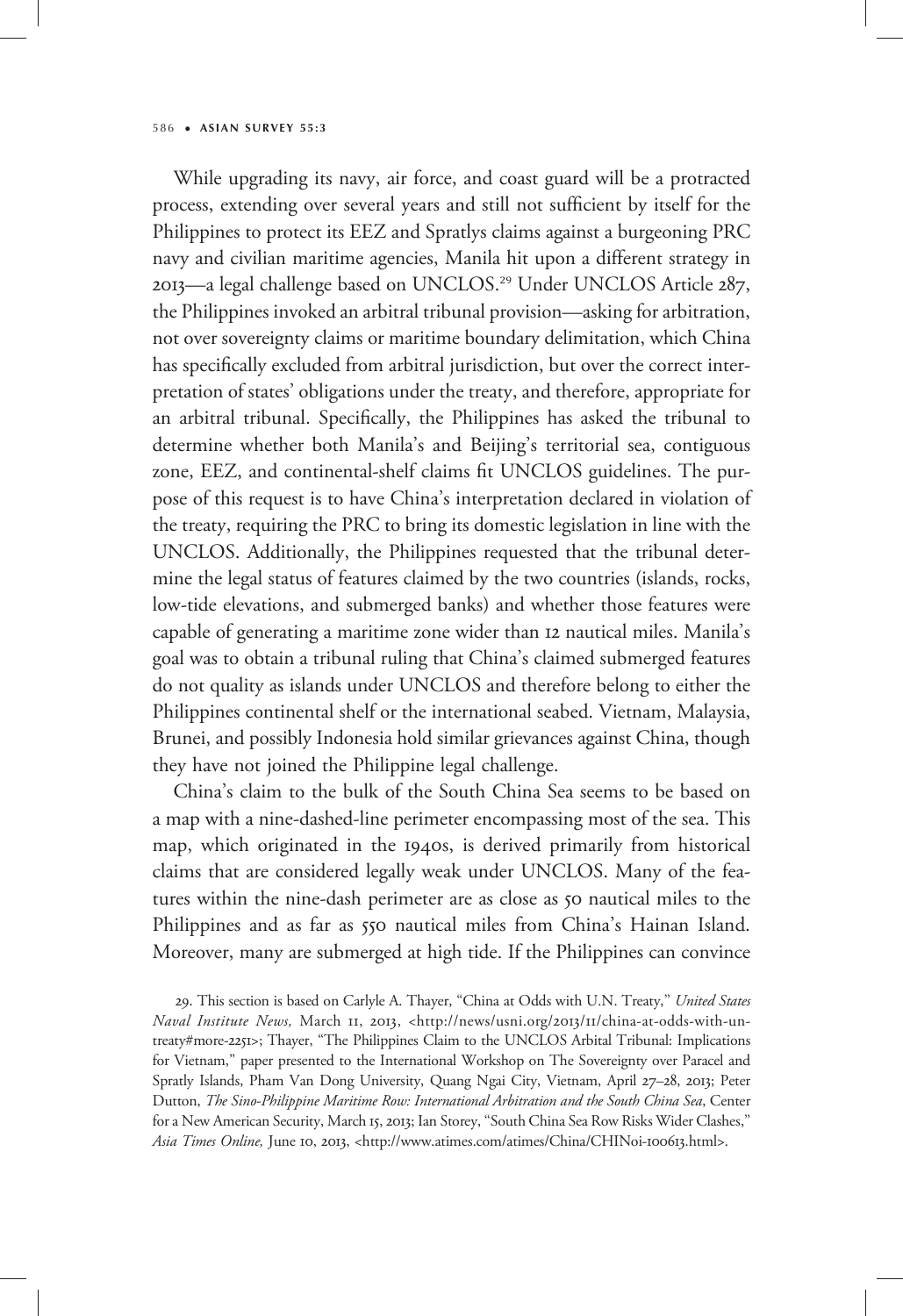While upgrading its navy, air force, and coast guard will be a protracted process, extending over several years and still not sufficient by itself for the Philippines to protect its EEZ and Spratlys claims against a burgeoning PRC navy and civilian maritime agencies, Manila hit upon a different strategy in 2013—a legal challenge based on UNCLOS.[29] Under UNCLOS Article 287, the Philippines invoked an arbitral tribunal provision—asking for arbitration, not over sovereignty claims or maritime boundary delimitation, which China has specifically excluded from arbitral jurisdiction, but over the correct interpretation of states' obligations under the treaty, and therefore, appropriate for an arbitral tribunal. Specifically, the Philippines has asked the tribunal to determine whether both Manila's and Beijing's territorial sea, contiguous zone, EEZ, and continental-shelf claims fit UNCLOS guidelines. The purpose of this request is to have China's interpretation declared in violation of the treaty, requiring the PRC to bring its domestic legislation in line with the UNCLOS. Additionally, the Philippines requested that the tribunal determine the legal status of features claimed by the two countries (islands, rocks, low-tide elevations, and submerged banks) and whether those features were capable of generating a maritime zone wider than 12 nautical miles. Manila's goal was to obtain a tribunal ruling that China's claimed submerged features do not quality as islands under UNCLOS and therefore belong to either the Philippines continental shelf or the international seabed. Vietnam, Malaysia, Brunei, and possibly Indonesia hold similar grievances against China, though they have not joined the Philippine legal challenge.

China's claim to the bulk of the South China Sea seems to be based on a map with a nine-dashed-line perimeter encompassing most of the sea. This map, which originated in the 1940s, is derived primarily from historical claims that are considered legally weak under UNCLOS. Many of the features within the nine-dash perimeter are as close as 50 nautical miles to the Philippines and as far as 550 nautical miles from China's Hainan Island. Moreover, many are submerged at high tide. If the Philippines can convince

29. This section is based on Carlyle A. Thayer, "China at Odds with U.N. Treaty," *United States Naval Institute News,* March 11, 2013, <http://news/usni.org/2013/11/china-at-odds-with-un-treaty#more-2251>; Thayer, "The Philippines Claim to the UNCLOS Arbital Tribunal: Implications for Vietnam," paper presented to the International Workshop on The Sovereignty over Paracel and Spratly Islands, Pham Van Dong University, Quang Ngai City, Vietnam, April 27–28, 2013; Peter Dutton, *The Sino-Philippine Maritime Row: International Arbitration and the South China Sea*, Center for a New American Security, March 15, 2013; Ian Storey, "South China Sea Row Risks Wider Clashes," *Asia Times Online,* June 10, 2013, <http://www.atimes.com/atimes/China/CHIN01-100613.html>.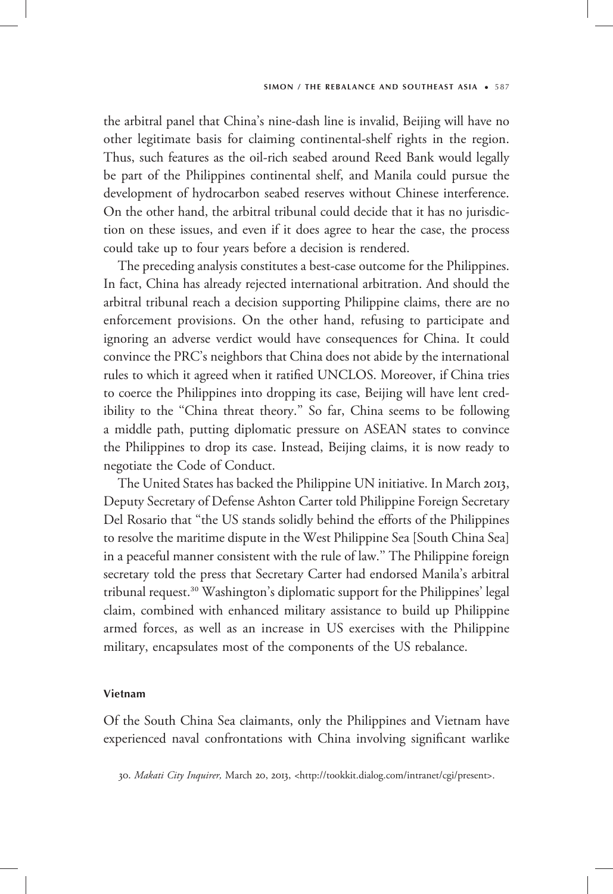the arbitral panel that China's nine-dash line is invalid, Beijing will have no other legitimate basis for claiming continental-shelf rights in the region. Thus, such features as the oil-rich seabed around Reed Bank would legally be part of the Philippines continental shelf, and Manila could pursue the development of hydrocarbon seabed reserves without Chinese interference. On the other hand, the arbitral tribunal could decide that it has no jurisdiction on these issues, and even if it does agree to hear the case, the process could take up to four years before a decision is rendered.

The preceding analysis constitutes a best-case outcome for the Philippines. In fact, China has already rejected international arbitration. And should the arbitral tribunal reach a decision supporting Philippine claims, there are no enforcement provisions. On the other hand, refusing to participate and ignoring an adverse verdict would have consequences for China. It could convince the PRC's neighbors that China does not abide by the international rules to which it agreed when it ratified UNCLOS. Moreover, if China tries to coerce the Philippines into dropping its case, Beijing will have lent credibility to the "China threat theory." So far, China seems to be following a middle path, putting diplomatic pressure on ASEAN states to convince the Philippines to drop its case. Instead, Beijing claims, it is now ready to negotiate the Code of Conduct.

The United States has backed the Philippine UN initiative. In March 2013, Deputy Secretary of Defense Ashton Carter told Philippine Foreign Secretary Del Rosario that "the US stands solidly behind the efforts of the Philippines to resolve the maritime dispute in the West Philippine Sea [South China Sea] in a peaceful manner consistent with the rule of law." The Philippine foreign secretary told the press that Secretary Carter had endorsed Manila's arbitral tribunal request.[30] Washington's diplomatic support for the Philippines' legal claim, combined with enhanced military assistance to build up Philippine armed forces, as well as an increase in US exercises with the Philippine military, encapsulates most of the components of the US rebalance.

#### Vietnam

Of the South China Sea claimants, only the Philippines and Vietnam have experienced naval confrontations with China involving significant warlike

30. *Makati City Inquirer,* March 20, 2013, <http://tookkit.dialog.com/intranet/cgi/present>.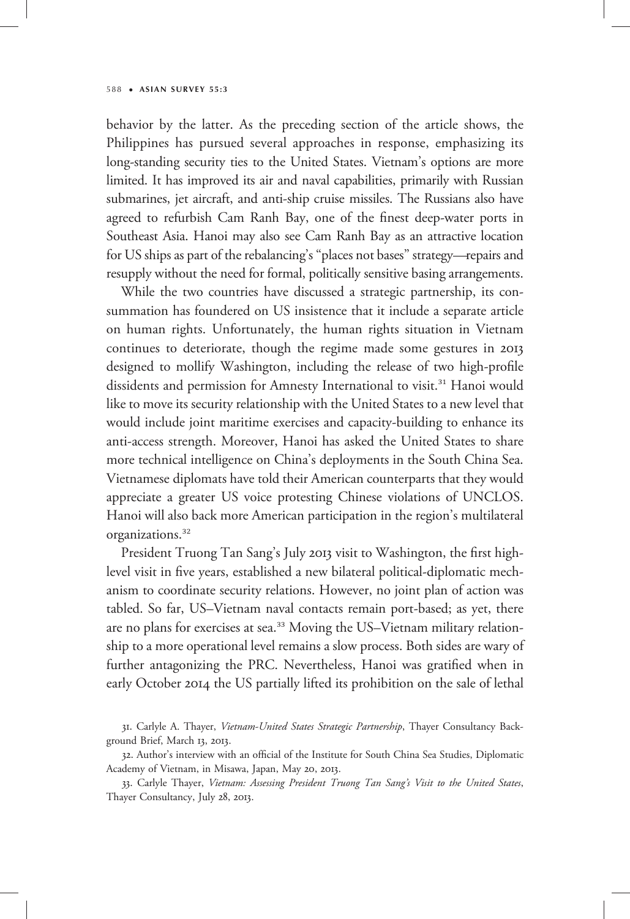behavior by the latter. As the preceding section of the article shows, the Philippines has pursued several approaches in response, emphasizing its long-standing security ties to the United States. Vietnam's options are more limited. It has improved its air and naval capabilities, primarily with Russian submarines, jet aircraft, and anti-ship cruise missiles. The Russians also have agreed to refurbish Cam Ranh Bay, one of the finest deep-water ports in Southeast Asia. Hanoi may also see Cam Ranh Bay as an attractive location for US ships as part of the rebalancing's "places not bases" strategy—repairs and resupply without the need for formal, politically sensitive basing arrangements.

While the two countries have discussed a strategic partnership, its consummation has foundered on US insistence that it include a separate article on human rights. Unfortunately, the human rights situation in Vietnam continues to deteriorate, though the regime made some gestures in 2013 designed to mollify Washington, including the release of two high-profile dissidents and permission for Amnesty International to visit.[31] Hanoi would like to move its security relationship with the United States to a new level that would include joint maritime exercises and capacity-building to enhance its anti-access strength. Moreover, Hanoi has asked the United States to share more technical intelligence on China's deployments in the South China Sea. Vietnamese diplomats have told their American counterparts that they would appreciate a greater US voice protesting Chinese violations of UNCLOS. Hanoi will also back more American participation in the region's multilateral organizations.[32]

President Truong Tan Sang's July 2013 visit to Washington, the first high-level visit in five years, established a new bilateral political-diplomatic mechanism to coordinate security relations. However, no joint plan of action was tabled. So far, US–Vietnam naval contacts remain port-based; as yet, there are no plans for exercises at sea.[33] Moving the US–Vietnam military relationship to a more operational level remains a slow process. Both sides are wary of further antagonizing the PRC. Nevertheless, Hanoi was gratified when in early October 2014 the US partially lifted its prohibition on the sale of lethal

31. Carlyle A. Thayer, *Vietnam-United States Strategic Partnership*, Thayer Consultancy Background Brief, March 13, 2013.

32. Author's interview with an official of the Institute for South China Sea Studies, Diplomatic Academy of Vietnam, in Misawa, Japan, May 20, 2013.

33. Carlyle Thayer, *Vietnam: Assessing President Truong Tan Sang's Visit to the United States*, Thayer Consultancy, July 28, 2013.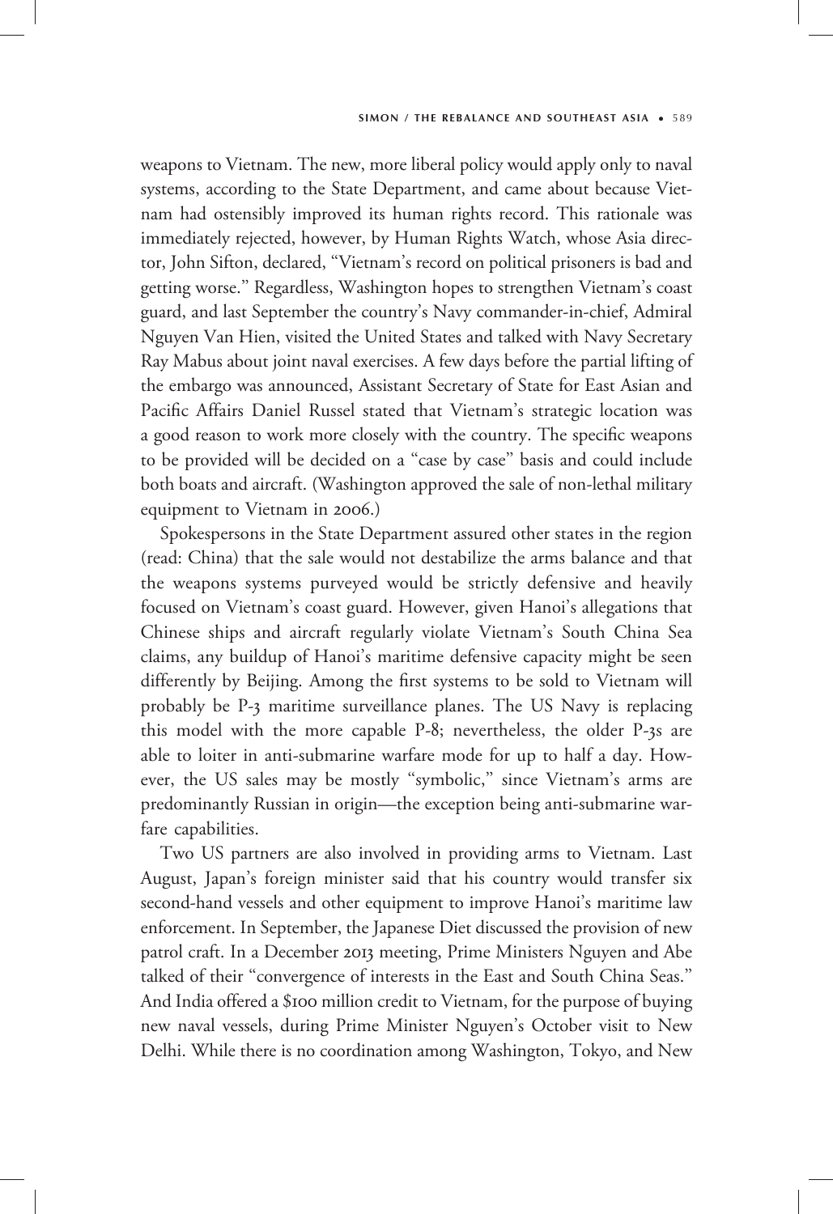weapons to Vietnam. The new, more liberal policy would apply only to naval systems, according to the State Department, and came about because Vietnam had ostensibly improved its human rights record. This rationale was immediately rejected, however, by Human Rights Watch, whose Asia director, John Sifton, declared, "Vietnam's record on political prisoners is bad and getting worse." Regardless, Washington hopes to strengthen Vietnam's coast guard, and last September the country's Navy commander-in-chief, Admiral Nguyen Van Hien, visited the United States and talked with Navy Secretary Ray Mabus about joint naval exercises. A few days before the partial lifting of the embargo was announced, Assistant Secretary of State for East Asian and Pacific Affairs Daniel Russel stated that Vietnam's strategic location was a good reason to work more closely with the country. The specific weapons to be provided will be decided on a "case by case" basis and could include both boats and aircraft. (Washington approved the sale of non-lethal military equipment to Vietnam in 2006.)

Spokespersons in the State Department assured other states in the region (read: China) that the sale would not destabilize the arms balance and that the weapons systems purveyed would be strictly defensive and heavily focused on Vietnam's coast guard. However, given Hanoi's allegations that Chinese ships and aircraft regularly violate Vietnam's South China Sea claims, any buildup of Hanoi's maritime defensive capacity might be seen differently by Beijing. Among the first systems to be sold to Vietnam will probably be P-3 maritime surveillance planes. The US Navy is replacing this model with the more capable P-8; nevertheless, the older P-3s are able to loiter in anti-submarine warfare mode for up to half a day. However, the US sales may be mostly "symbolic," since Vietnam's arms are predominantly Russian in origin—the exception being anti-submarine warfare capabilities.

Two US partners are also involved in providing arms to Vietnam. Last August, Japan's foreign minister said that his country would transfer six second-hand vessels and other equipment to improve Hanoi's maritime law enforcement. In September, the Japanese Diet discussed the provision of new patrol craft. In a December 2013 meeting, Prime Ministers Nguyen and Abe talked of their "convergence of interests in the East and South China Seas." And India offered a $100 million credit to Vietnam, for the purpose of buying new naval vessels, during Prime Minister Nguyen's October visit to New Delhi. While there is no coordination among Washington, Tokyo, and New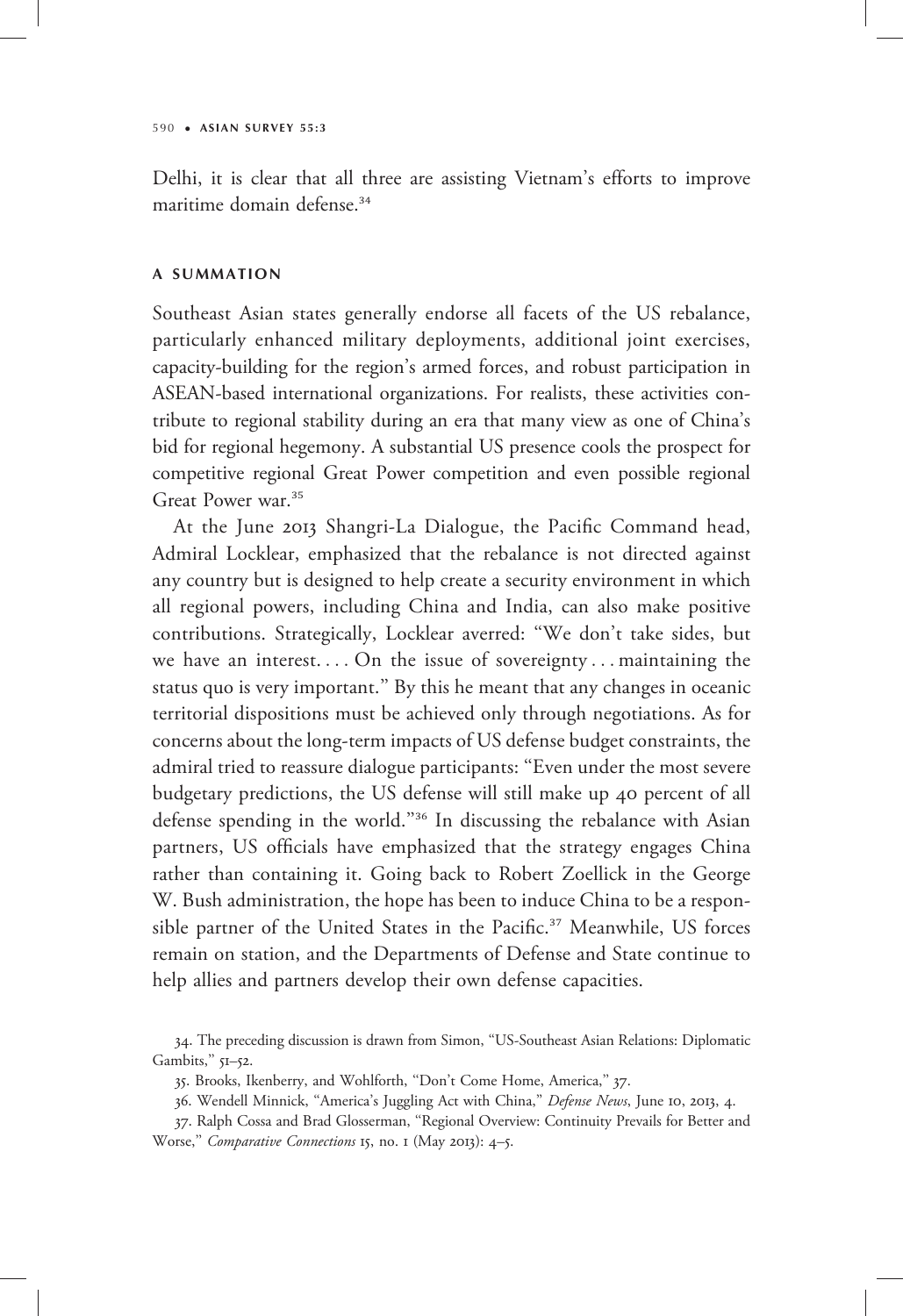Delhi, it is clear that all three are assisting Vietnam's efforts to improve maritime domain defense.[34]

## A SUMMATION

Southeast Asian states generally endorse all facets of the US rebalance, particularly enhanced military deployments, additional joint exercises, capacity-building for the region's armed forces, and robust participation in ASEAN-based international organizations. For realists, these activities contribute to regional stability during an era that many view as one of China's bid for regional hegemony. A substantial US presence cools the prospect for competitive regional Great Power competition and even possible regional Great Power war.[35]

At the June 2013 Shangri-La Dialogue, the Pacific Command head, Admiral Locklear, emphasized that the rebalance is not directed against any country but is designed to help create a security environment in which all regional powers, including China and India, can also make positive contributions. Strategically, Locklear averred: "We don't take sides, but we have an interest. . . . On the issue of sovereignty . . . maintaining the status quo is very important." By this he meant that any changes in oceanic territorial dispositions must be achieved only through negotiations. As for concerns about the long-term impacts of US defense budget constraints, the admiral tried to reassure dialogue participants: "Even under the most severe budgetary predictions, the US defense will still make up 40 percent of all defense spending in the world."[36] In discussing the rebalance with Asian partners, US officials have emphasized that the strategy engages China rather than containing it. Going back to Robert Zoellick in the George W. Bush administration, the hope has been to induce China to be a responsible partner of the United States in the Pacific.[37] Meanwhile, US forces remain on station, and the Departments of Defense and State continue to help allies and partners develop their own defense capacities.

34. The preceding discussion is drawn from Simon, "US-Southeast Asian Relations: Diplomatic Gambits," 51–52.

35. Brooks, Ikenberry, and Wohlforth, "Don't Come Home, America," 37.

36. Wendell Minnick, "America's Juggling Act with China," *Defense News*, June 10, 2013, 4.

37. Ralph Cossa and Brad Glosserman, "Regional Overview: Continuity Prevails for Better and Worse," *Comparative Connections* 15, no. 1 (May 2013): 4–5.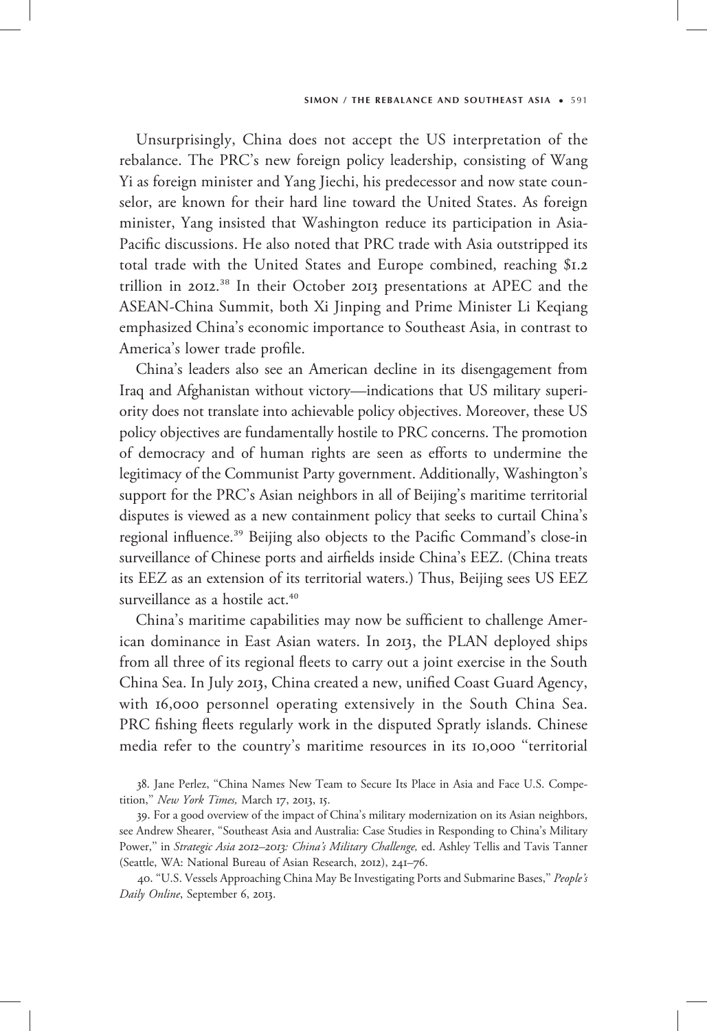Unsurprisingly, China does not accept the US interpretation of the rebalance. The PRC's new foreign policy leadership, consisting of Wang Yi as foreign minister and Yang Jiechi, his predecessor and now state counselor, are known for their hard line toward the United States. As foreign minister, Yang insisted that Washington reduce its participation in Asia-Pacific discussions. He also noted that PRC trade with Asia outstripped its total trade with the United States and Europe combined, reaching $1.2 trillion in 2012.[38] In their October 2013 presentations at APEC and the ASEAN-China Summit, both Xi Jinping and Prime Minister Li Keqiang emphasized China's economic importance to Southeast Asia, in contrast to America's lower trade profile.

China's leaders also see an American decline in its disengagement from Iraq and Afghanistan without victory—indications that US military superiority does not translate into achievable policy objectives. Moreover, these US policy objectives are fundamentally hostile to PRC concerns. The promotion of democracy and of human rights are seen as efforts to undermine the legitimacy of the Communist Party government. Additionally, Washington's support for the PRC's Asian neighbors in all of Beijing's maritime territorial disputes is viewed as a new containment policy that seeks to curtail China's regional influence.[39] Beijing also objects to the Pacific Command's close-in surveillance of Chinese ports and airfields inside China's EEZ. (China treats its EEZ as an extension of its territorial waters.) Thus, Beijing sees US EEZ surveillance as a hostile act.[40]

China's maritime capabilities may now be sufficient to challenge American dominance in East Asian waters. In 2013, the PLAN deployed ships from all three of its regional fleets to carry out a joint exercise in the South China Sea. In July 2013, China created a new, unified Coast Guard Agency, with 16,000 personnel operating extensively in the South China Sea. PRC fishing fleets regularly work in the disputed Spratly islands. Chinese media refer to the country's maritime resources in its 10,000 "territorial

38. Jane Perlez, "China Names New Team to Secure Its Place in Asia and Face U.S. Competition," *New York Times,* March 17, 2013, 15.

39. For a good overview of the impact of China's military modernization on its Asian neighbors, see Andrew Shearer, "Southeast Asia and Australia: Case Studies in Responding to China's Military Power," in *Strategic Asia 2012–2013: China's Military Challenge,* ed. Ashley Tellis and Tavis Tanner (Seattle, WA: National Bureau of Asian Research, 2012), 241–76.

40. "U.S. Vessels Approaching China May Be Investigating Ports and Submarine Bases," *People's Daily Online*, September 6, 2013.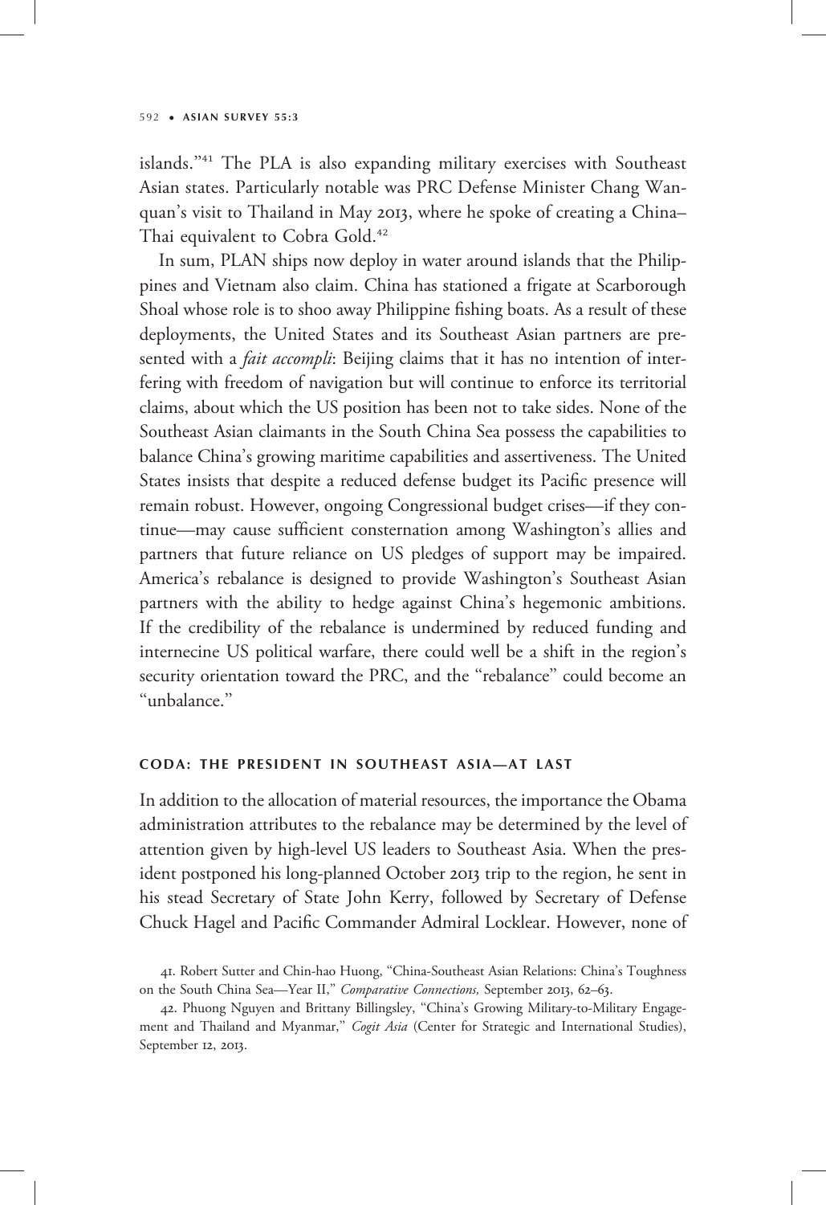islands."[41] The PLA is also expanding military exercises with Southeast Asian states. Particularly notable was PRC Defense Minister Chang Wanquan's visit to Thailand in May 2013, where he spoke of creating a China–Thai equivalent to Cobra Gold.[42]

In sum, PLAN ships now deploy in water around islands that the Philippines and Vietnam also claim. China has stationed a frigate at Scarborough Shoal whose role is to shoo away Philippine fishing boats. As a result of these deployments, the United States and its Southeast Asian partners are presented with a *fait accompli*: Beijing claims that it has no intention of interfering with freedom of navigation but will continue to enforce its territorial claims, about which the US position has been not to take sides. None of the Southeast Asian claimants in the South China Sea possess the capabilities to balance China's growing maritime capabilities and assertiveness. The United States insists that despite a reduced defense budget its Pacific presence will remain robust. However, ongoing Congressional budget crises—if they continue—may cause sufficient consternation among Washington's allies and partners that future reliance on US pledges of support may be impaired. America's rebalance is designed to provide Washington's Southeast Asian partners with the ability to hedge against China's hegemonic ambitions. If the credibility of the rebalance is undermined by reduced funding and internecine US political warfare, there could well be a shift in the region's security orientation toward the PRC, and the "rebalance" could become an "unbalance."

## CODA: THE PRESIDENT IN SOUTHEAST ASIA—AT LAST

In addition to the allocation of material resources, the importance the Obama administration attributes to the rebalance may be determined by the level of attention given by high-level US leaders to Southeast Asia. When the president postponed his long-planned October 2013 trip to the region, he sent in his stead Secretary of State John Kerry, followed by Secretary of Defense Chuck Hagel and Pacific Commander Admiral Locklear. However, none of

41. Robert Sutter and Chin-hao Huong, "China-Southeast Asian Relations: China's Toughness on the South China Sea—Year II," *Comparative Connections,* September 2013, 62–63.

42. Phuong Nguyen and Brittany Billingsley, "China's Growing Military-to-Military Engagement and Thailand and Myanmar," *Cogit Asia* (Center for Strategic and International Studies), September 12, 2013.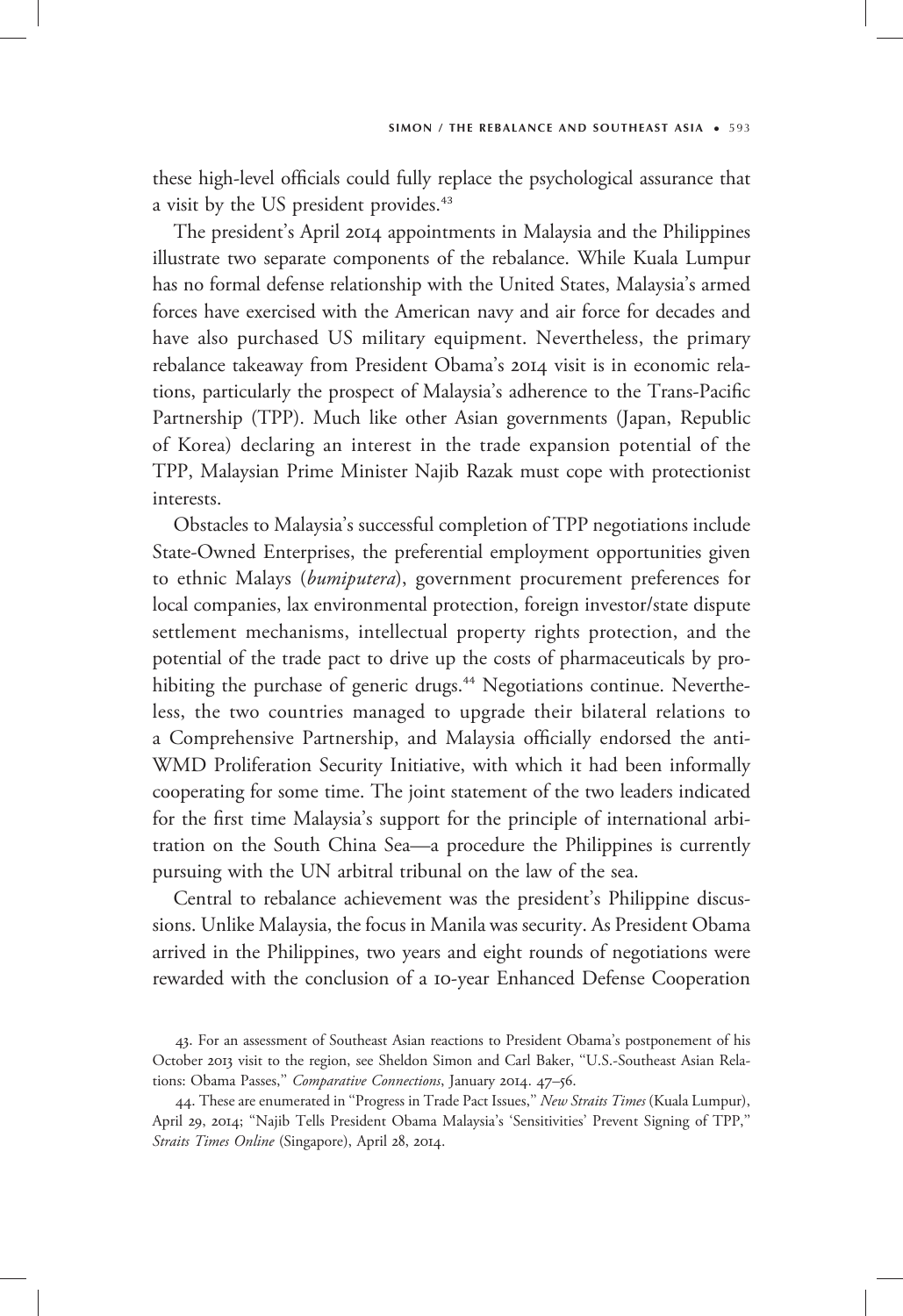these high-level officials could fully replace the psychological assurance that a visit by the US president provides.[43]

The president's April 2014 appointments in Malaysia and the Philippines illustrate two separate components of the rebalance. While Kuala Lumpur has no formal defense relationship with the United States, Malaysia's armed forces have exercised with the American navy and air force for decades and have also purchased US military equipment. Nevertheless, the primary rebalance takeaway from President Obama's 2014 visit is in economic relations, particularly the prospect of Malaysia's adherence to the Trans-Pacific Partnership (TPP). Much like other Asian governments (Japan, Republic of Korea) declaring an interest in the trade expansion potential of the TPP, Malaysian Prime Minister Najib Razak must cope with protectionist interests.

Obstacles to Malaysia's successful completion of TPP negotiations include State-Owned Enterprises, the preferential employment opportunities given to ethnic Malays (*bumiputera*), government procurement preferences for local companies, lax environmental protection, foreign investor/state dispute settlement mechanisms, intellectual property rights protection, and the potential of the trade pact to drive up the costs of pharmaceuticals by prohibiting the purchase of generic drugs.[44] Negotiations continue. Nevertheless, the two countries managed to upgrade their bilateral relations to a Comprehensive Partnership, and Malaysia officially endorsed the anti-WMD Proliferation Security Initiative, with which it had been informally cooperating for some time. The joint statement of the two leaders indicated for the first time Malaysia's support for the principle of international arbitration on the South China Sea—a procedure the Philippines is currently pursuing with the UN arbitral tribunal on the law of the sea.

Central to rebalance achievement was the president's Philippine discussions. Unlike Malaysia, the focus in Manila was security. As President Obama arrived in the Philippines, two years and eight rounds of negotiations were rewarded with the conclusion of a 10-year Enhanced Defense Cooperation

43. For an assessment of Southeast Asian reactions to President Obama's postponement of his October 2013 visit to the region, see Sheldon Simon and Carl Baker, "U.S.-Southeast Asian Relations: Obama Passes," *Comparative Connections*, January 2014. 47–56.

44. These are enumerated in "Progress in Trade Pact Issues," *New Straits Times* (Kuala Lumpur), April 29, 2014; "Najib Tells President Obama Malaysia's 'Sensitivities' Prevent Signing of TPP," *Straits Times Online* (Singapore), April 28, 2014.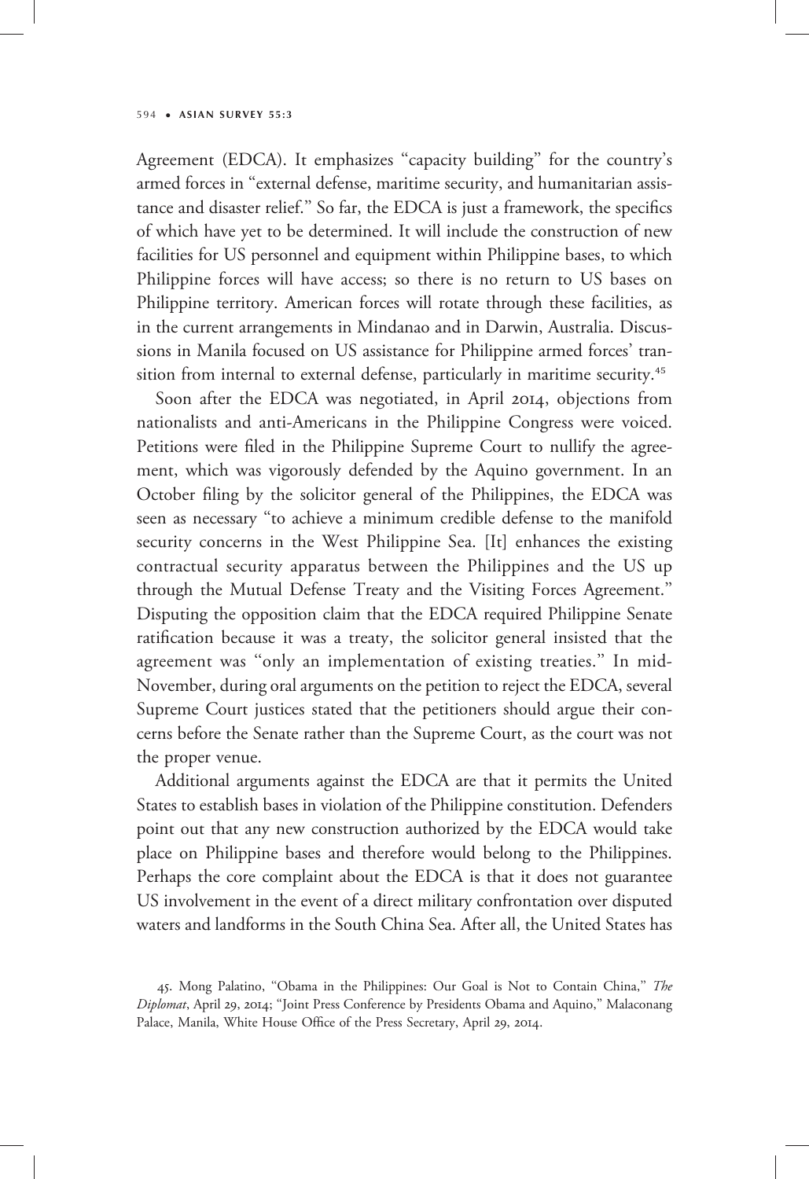Agreement (EDCA). It emphasizes "capacity building" for the country's armed forces in "external defense, maritime security, and humanitarian assistance and disaster relief." So far, the EDCA is just a framework, the specifics of which have yet to be determined. It will include the construction of new facilities for US personnel and equipment within Philippine bases, to which Philippine forces will have access; so there is no return to US bases on Philippine territory. American forces will rotate through these facilities, as in the current arrangements in Mindanao and in Darwin, Australia. Discussions in Manila focused on US assistance for Philippine armed forces' transition from internal to external defense, particularly in maritime security.[45]

Soon after the EDCA was negotiated, in April 2014, objections from nationalists and anti-Americans in the Philippine Congress were voiced. Petitions were filed in the Philippine Supreme Court to nullify the agreement, which was vigorously defended by the Aquino government. In an October filing by the solicitor general of the Philippines, the EDCA was seen as necessary "to achieve a minimum credible defense to the manifold security concerns in the West Philippine Sea. [It] enhances the existing contractual security apparatus between the Philippines and the US up through the Mutual Defense Treaty and the Visiting Forces Agreement." Disputing the opposition claim that the EDCA required Philippine Senate ratification because it was a treaty, the solicitor general insisted that the agreement was "only an implementation of existing treaties." In mid-November, during oral arguments on the petition to reject the EDCA, several Supreme Court justices stated that the petitioners should argue their concerns before the Senate rather than the Supreme Court, as the court was not the proper venue.

Additional arguments against the EDCA are that it permits the United States to establish bases in violation of the Philippine constitution. Defenders point out that any new construction authorized by the EDCA would take place on Philippine bases and therefore would belong to the Philippines. Perhaps the core complaint about the EDCA is that it does not guarantee US involvement in the event of a direct military confrontation over disputed waters and landforms in the South China Sea. After all, the United States has

45. Mong Palatino, "Obama in the Philippines: Our Goal is Not to Contain China," *The Diplomat*, April 29, 2014; "Joint Press Conference by Presidents Obama and Aquino," Malaconang Palace, Manila, White House Office of the Press Secretary, April 29, 2014.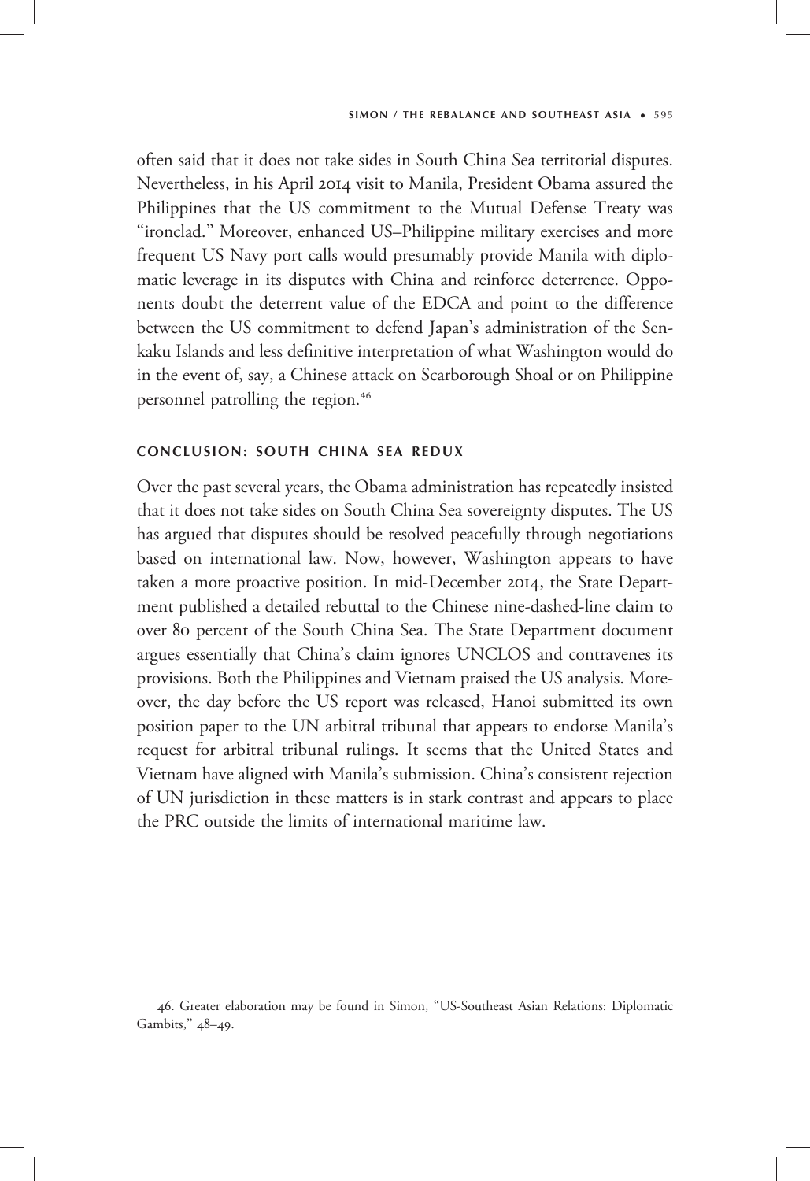often said that it does not take sides in South China Sea territorial disputes. Nevertheless, in his April 2014 visit to Manila, President Obama assured the Philippines that the US commitment to the Mutual Defense Treaty was "ironclad." Moreover, enhanced US–Philippine military exercises and more frequent US Navy port calls would presumably provide Manila with diplomatic leverage in its disputes with China and reinforce deterrence. Opponents doubt the deterrent value of the EDCA and point to the difference between the US commitment to defend Japan's administration of the Senkaku Islands and less definitive interpretation of what Washington would do in the event of, say, a Chinese attack on Scarborough Shoal or on Philippine personnel patrolling the region.[46]

## CONCLUSION: SOUTH CHINA SEA REDUX

Over the past several years, the Obama administration has repeatedly insisted that it does not take sides on South China Sea sovereignty disputes. The US has argued that disputes should be resolved peacefully through negotiations based on international law. Now, however, Washington appears to have taken a more proactive position. In mid-December 2014, the State Department published a detailed rebuttal to the Chinese nine-dashed-line claim to over 80 percent of the South China Sea. The State Department document argues essentially that China's claim ignores UNCLOS and contravenes its provisions. Both the Philippines and Vietnam praised the US analysis. Moreover, the day before the US report was released, Hanoi submitted its own position paper to the UN arbitral tribunal that appears to endorse Manila's request for arbitral tribunal rulings. It seems that the United States and Vietnam have aligned with Manila's submission. China's consistent rejection of UN jurisdiction in these matters is in stark contrast and appears to place the PRC outside the limits of international maritime law.

46. Greater elaboration may be found in Simon, "US-Southeast Asian Relations: Diplomatic Gambits," 48–49.